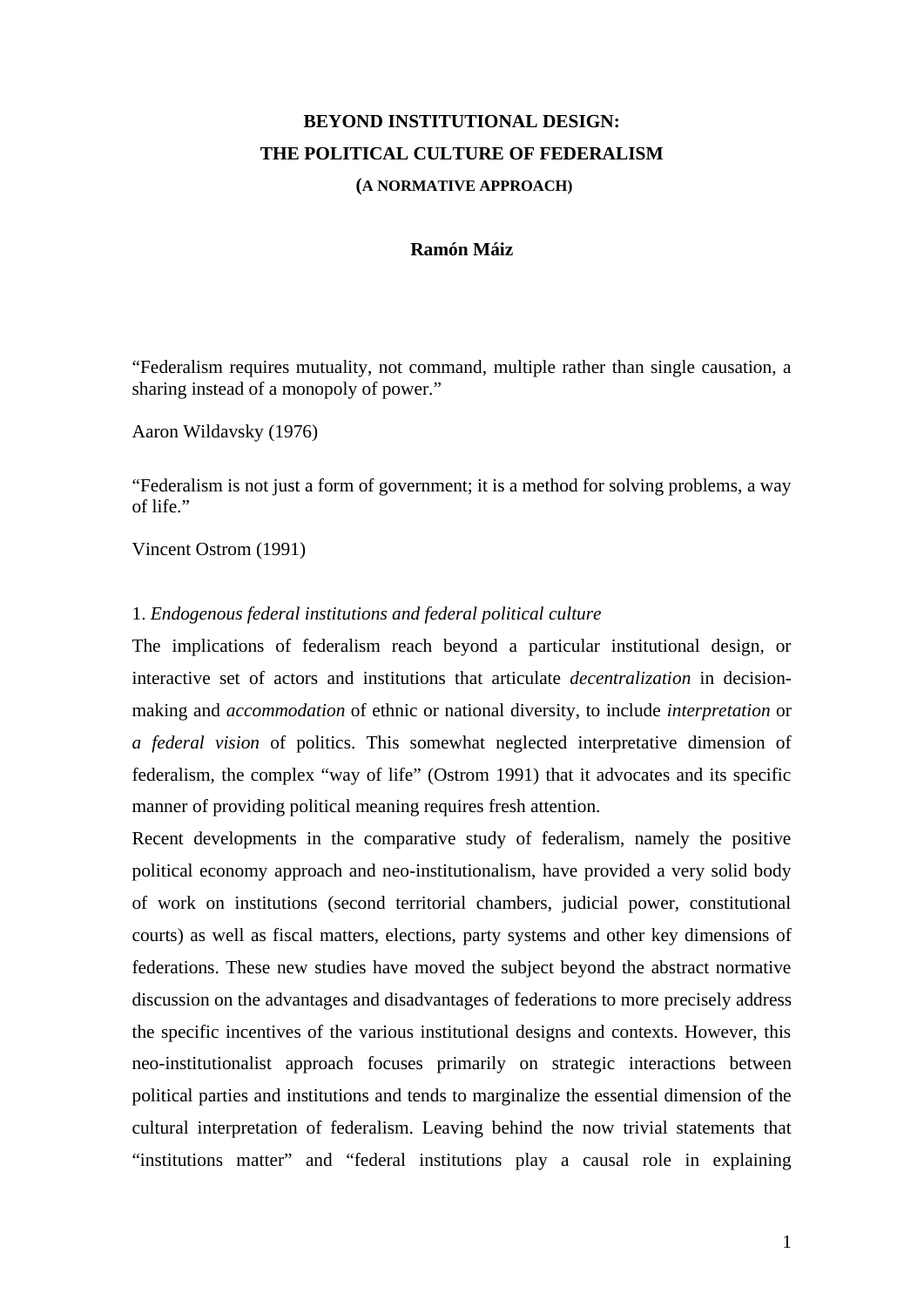# BEYOND INSTITUTIONAL DESIGN:
# THE POLITICAL CULTURE OF FEDERALISM
## (A NORMATIVE APPROACH)

**Ramón Máiz**

"Federalism requires mutuality, not command, multiple rather than single causation, a sharing instead of a monopoly of power."

Aaron Wildavsky (1976)

"Federalism is not just a form of government; it is a method for solving problems, a way of life."

Vincent Ostrom (1991)

### 1. *Endogenous federal institutions and federal political culture*

The implications of federalism reach beyond a particular institutional design, or interactive set of actors and institutions that articulate *decentralization* in decision-making and *accommodation* of ethnic or national diversity, to include *interpretation* or *a federal vision* of politics. This somewhat neglected interpretative dimension of federalism, the complex "way of life" (Ostrom 1991) that it advocates and its specific manner of providing political meaning requires fresh attention.

Recent developments in the comparative study of federalism, namely the positive political economy approach and neo-institutionalism, have provided a very solid body of work on institutions (second territorial chambers, judicial power, constitutional courts) as well as fiscal matters, elections, party systems and other key dimensions of federations. These new studies have moved the subject beyond the abstract normative discussion on the advantages and disadvantages of federations to more precisely address the specific incentives of the various institutional designs and contexts. However, this neo-institutionalist approach focuses primarily on strategic interactions between political parties and institutions and tends to marginalize the essential dimension of the cultural interpretation of federalism. Leaving behind the now trivial statements that "institutions matter" and "federal institutions play a causal role in explaining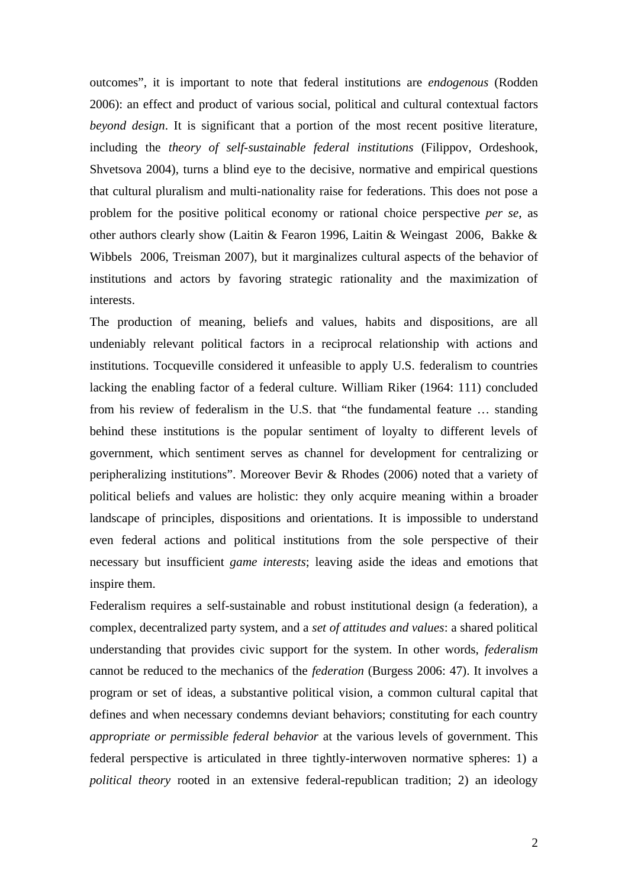outcomes", it is important to note that federal institutions are *endogenous* (Rodden 2006): an effect and product of various social, political and cultural contextual factors *beyond design*. It is significant that a portion of the most recent positive literature, including the *theory of self-sustainable federal institutions* (Filippov, Ordeshook, Shvetsova 2004), turns a blind eye to the decisive, normative and empirical questions that cultural pluralism and multi-nationality raise for federations. This does not pose a problem for the positive political economy or rational choice perspective *per se*, as other authors clearly show (Laitin & Fearon 1996, Laitin & Weingast 2006, Bakke & Wibbels 2006, Treisman 2007), but it marginalizes cultural aspects of the behavior of institutions and actors by favoring strategic rationality and the maximization of interests.

The production of meaning, beliefs and values, habits and dispositions, are all undeniably relevant political factors in a reciprocal relationship with actions and institutions. Tocqueville considered it unfeasible to apply U.S. federalism to countries lacking the enabling factor of a federal culture. William Riker (1964: 111) concluded from his review of federalism in the U.S. that "the fundamental feature … standing behind these institutions is the popular sentiment of loyalty to different levels of government, which sentiment serves as channel for development for centralizing or peripheralizing institutions". Moreover Bevir & Rhodes (2006) noted that a variety of political beliefs and values are holistic: they only acquire meaning within a broader landscape of principles, dispositions and orientations. It is impossible to understand even federal actions and political institutions from the sole perspective of their necessary but insufficient *game interests*; leaving aside the ideas and emotions that inspire them.

Federalism requires a self-sustainable and robust institutional design (a federation), a complex, decentralized party system, and a *set of attitudes and values*: a shared political understanding that provides civic support for the system. In other words, *federalism* cannot be reduced to the mechanics of the *federation* (Burgess 2006: 47). It involves a program or set of ideas, a substantive political vision, a common cultural capital that defines and when necessary condemns deviant behaviors; constituting for each country *appropriate or permissible federal behavior* at the various levels of government. This federal perspective is articulated in three tightly-interwoven normative spheres: 1) a *political theory* rooted in an extensive federal-republican tradition; 2) an ideology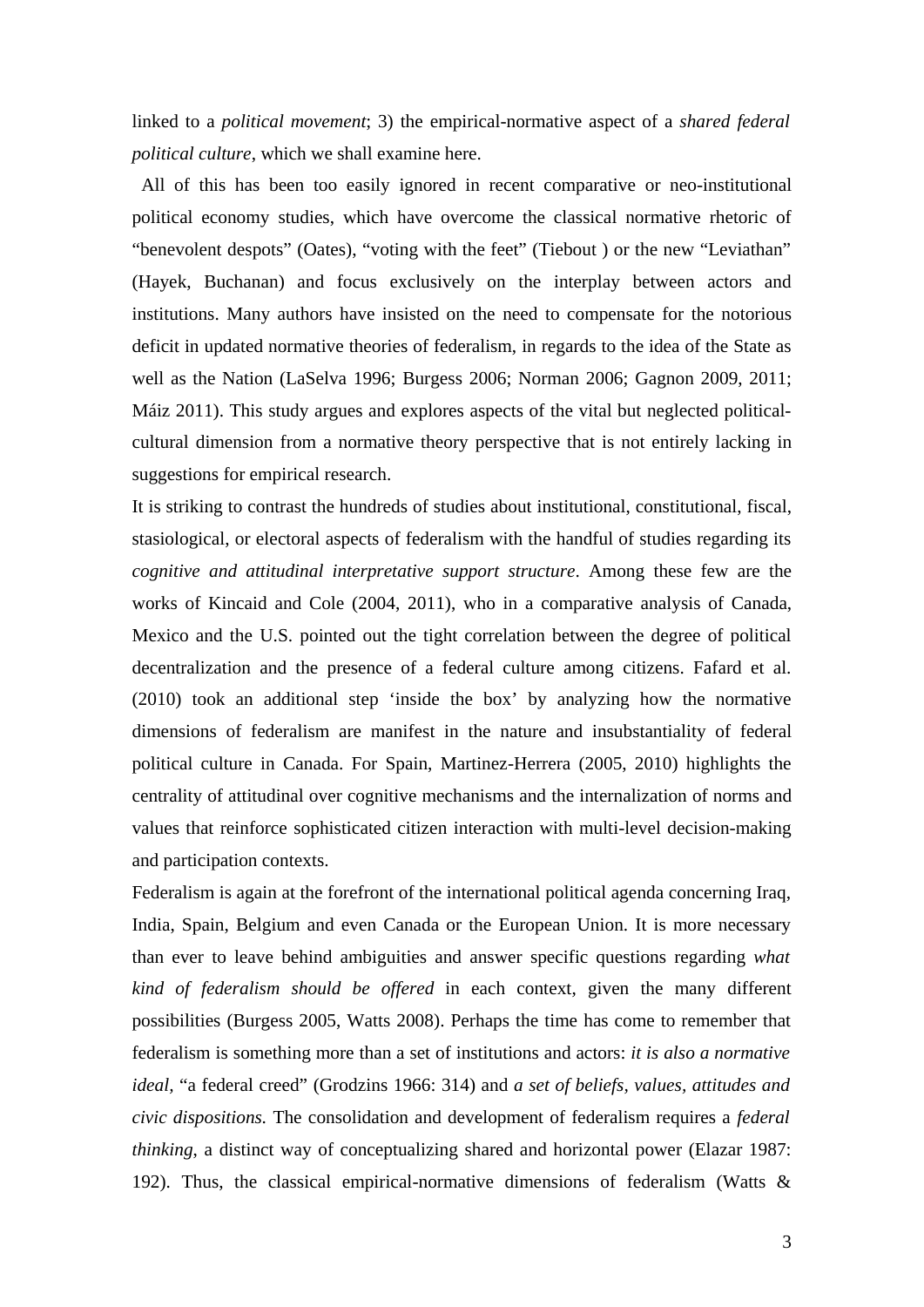linked to a *political movement*; 3) the empirical-normative aspect of a *shared federal political culture*, which we shall examine here.

All of this has been too easily ignored in recent comparative or neo-institutional political economy studies, which have overcome the classical normative rhetoric of "benevolent despots" (Oates), "voting with the feet" (Tiebout ) or the new "Leviathan" (Hayek, Buchanan) and focus exclusively on the interplay between actors and institutions. Many authors have insisted on the need to compensate for the notorious deficit in updated normative theories of federalism, in regards to the idea of the State as well as the Nation (LaSelva 1996; Burgess 2006; Norman 2006; Gagnon 2009, 2011; Máiz 2011). This study argues and explores aspects of the vital but neglected political-cultural dimension from a normative theory perspective that is not entirely lacking in suggestions for empirical research.

It is striking to contrast the hundreds of studies about institutional, constitutional, fiscal, stasiological, or electoral aspects of federalism with the handful of studies regarding its *cognitive and attitudinal interpretative support structure*. Among these few are the works of Kincaid and Cole (2004, 2011), who in a comparative analysis of Canada, Mexico and the U.S. pointed out the tight correlation between the degree of political decentralization and the presence of a federal culture among citizens. Fafard et al. (2010) took an additional step 'inside the box' by analyzing how the normative dimensions of federalism are manifest in the nature and insubstantiality of federal political culture in Canada. For Spain, Martinez-Herrera (2005, 2010) highlights the centrality of attitudinal over cognitive mechanisms and the internalization of norms and values that reinforce sophisticated citizen interaction with multi-level decision-making and participation contexts.

Federalism is again at the forefront of the international political agenda concerning Iraq, India, Spain, Belgium and even Canada or the European Union. It is more necessary than ever to leave behind ambiguities and answer specific questions regarding *what kind of federalism should be offered* in each context, given the many different possibilities (Burgess 2005, Watts 2008). Perhaps the time has come to remember that federalism is something more than a set of institutions and actors: *it is also a normative ideal*, "a federal creed" (Grodzins 1966: 314) and *a set of beliefs, values, attitudes and civic dispositions.* The consolidation and development of federalism requires a *federal thinking,* a distinct way of conceptualizing shared and horizontal power (Elazar 1987: 192). Thus, the classical empirical-normative dimensions of federalism (Watts &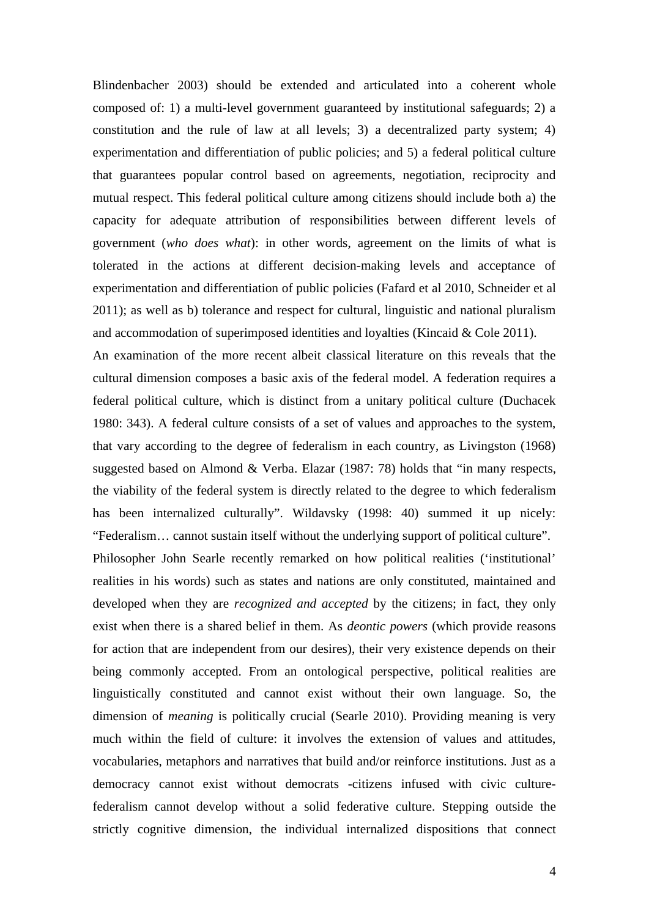Blindenbacher 2003) should be extended and articulated into a coherent whole composed of: 1) a multi-level government guaranteed by institutional safeguards; 2) a constitution and the rule of law at all levels; 3) a decentralized party system; 4) experimentation and differentiation of public policies; and 5) a federal political culture that guarantees popular control based on agreements, negotiation, reciprocity and mutual respect. This federal political culture among citizens should include both a) the capacity for adequate attribution of responsibilities between different levels of government (*who does what*): in other words, agreement on the limits of what is tolerated in the actions at different decision-making levels and acceptance of experimentation and differentiation of public policies (Fafard et al 2010, Schneider et al 2011); as well as b) tolerance and respect for cultural, linguistic and national pluralism and accommodation of superimposed identities and loyalties (Kincaid & Cole 2011).

An examination of the more recent albeit classical literature on this reveals that the cultural dimension composes a basic axis of the federal model. A federation requires a federal political culture, which is distinct from a unitary political culture (Duchacek 1980: 343). A federal culture consists of a set of values and approaches to the system, that vary according to the degree of federalism in each country, as Livingston (1968) suggested based on Almond & Verba. Elazar (1987: 78) holds that "in many respects, the viability of the federal system is directly related to the degree to which federalism has been internalized culturally". Wildavsky (1998: 40) summed it up nicely: "Federalism… cannot sustain itself without the underlying support of political culture".

Philosopher John Searle recently remarked on how political realities ('institutional' realities in his words) such as states and nations are only constituted, maintained and developed when they are *recognized and accepted* by the citizens; in fact, they only exist when there is a shared belief in them. As *deontic powers* (which provide reasons for action that are independent from our desires), their very existence depends on their being commonly accepted. From an ontological perspective, political realities are linguistically constituted and cannot exist without their own language. So, the dimension of *meaning* is politically crucial (Searle 2010). Providing meaning is very much within the field of culture: it involves the extension of values and attitudes, vocabularies, metaphors and narratives that build and/or reinforce institutions. Just as a democracy cannot exist without democrats -citizens infused with civic culture-federalism cannot develop without a solid federative culture. Stepping outside the strictly cognitive dimension, the individual internalized dispositions that connect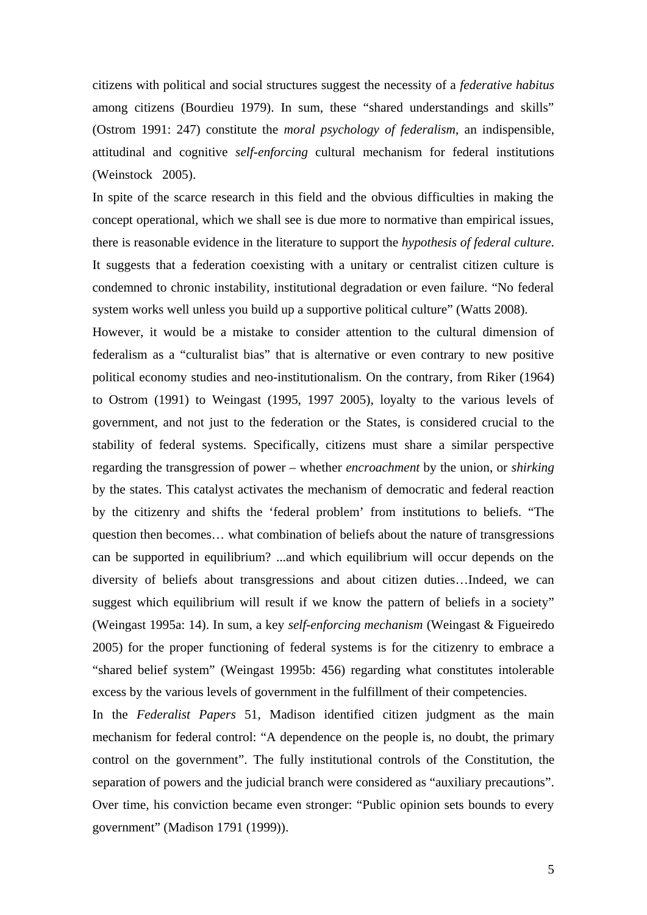citizens with political and social structures suggest the necessity of a *federative habitus* among citizens (Bourdieu 1979). In sum, these "shared understandings and skills" (Ostrom 1991: 247) constitute the *moral psychology of federalism*, an indispensible, attitudinal and cognitive *self-enforcing* cultural mechanism for federal institutions (Weinstock 2005).

In spite of the scarce research in this field and the obvious difficulties in making the concept operational, which we shall see is due more to normative than empirical issues, there is reasonable evidence in the literature to support the *hypothesis of federal culture*. It suggests that a federation coexisting with a unitary or centralist citizen culture is condemned to chronic instability, institutional degradation or even failure. "No federal system works well unless you build up a supportive political culture" (Watts 2008).

However, it would be a mistake to consider attention to the cultural dimension of federalism as a "culturalist bias" that is alternative or even contrary to new positive political economy studies and neo-institutionalism. On the contrary, from Riker (1964) to Ostrom (1991) to Weingast (1995, 1997 2005), loyalty to the various levels of government, and not just to the federation or the States, is considered crucial to the stability of federal systems. Specifically, citizens must share a similar perspective regarding the transgression of power – whether *encroachment* by the union, or *shirking* by the states. This catalyst activates the mechanism of democratic and federal reaction by the citizenry and shifts the 'federal problem' from institutions to beliefs. "The question then becomes… what combination of beliefs about the nature of transgressions can be supported in equilibrium? ...and which equilibrium will occur depends on the diversity of beliefs about transgressions and about citizen duties…Indeed, we can suggest which equilibrium will result if we know the pattern of beliefs in a society" (Weingast 1995a: 14). In sum, a key *self-enforcing mechanism* (Weingast & Figueiredo 2005) for the proper functioning of federal systems is for the citizenry to embrace a "shared belief system" (Weingast 1995b: 456) regarding what constitutes intolerable excess by the various levels of government in the fulfillment of their competencies.

In the *Federalist Papers* 51, Madison identified citizen judgment as the main mechanism for federal control: "A dependence on the people is, no doubt, the primary control on the government". The fully institutional controls of the Constitution, the separation of powers and the judicial branch were considered as "auxiliary precautions". Over time, his conviction became even stronger: "Public opinion sets bounds to every government" (Madison 1791 (1999)).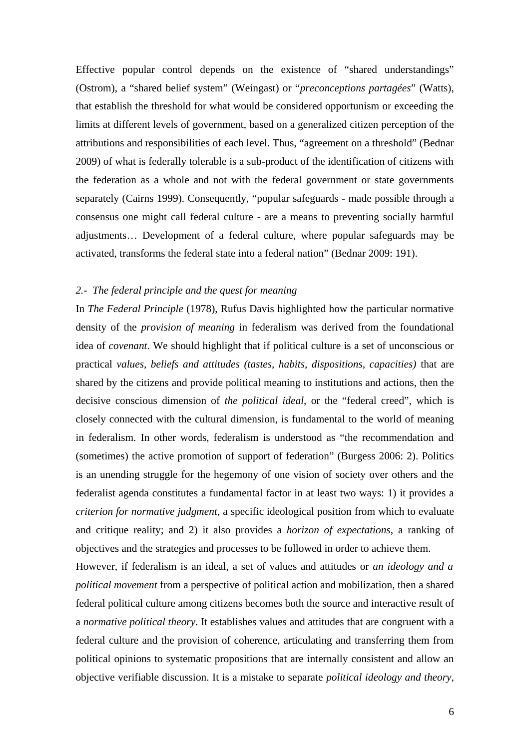Effective popular control depends on the existence of "shared understandings" (Ostrom), a "shared belief system" (Weingast) or "*preconceptions partagées*" (Watts), that establish the threshold for what would be considered opportunism or exceeding the limits at different levels of government, based on a generalized citizen perception of the attributions and responsibilities of each level. Thus, "agreement on a threshold" (Bednar 2009) of what is federally tolerable is a sub-product of the identification of citizens with the federation as a whole and not with the federal government or state governments separately (Cairns 1999). Consequently, "popular safeguards - made possible through a consensus one might call federal culture - are a means to preventing socially harmful adjustments… Development of a federal culture, where popular safeguards may be activated, transforms the federal state into a federal nation" (Bednar 2009: 191).

### *2.- The federal principle and the quest for meaning*

In *The Federal Principle* (1978), Rufus Davis highlighted how the particular normative density of the *provision of meaning* in federalism was derived from the foundational idea of *covenant*. We should highlight that if political culture is a set of unconscious or practical *values, beliefs and attitudes (tastes, habits, dispositions, capacities)* that are shared by the citizens and provide political meaning to institutions and actions, then the decisive conscious dimension of *the political ideal*, or the "federal creed", which is closely connected with the cultural dimension, is fundamental to the world of meaning in federalism. In other words, federalism is understood as "the recommendation and (sometimes) the active promotion of support of federation" (Burgess 2006: 2). Politics is an unending struggle for the hegemony of one vision of society over others and the federalist agenda constitutes a fundamental factor in at least two ways: 1) it provides a *criterion for normative judgment*, a specific ideological position from which to evaluate and critique reality; and 2) it also provides a *horizon of expectations*, a ranking of objectives and the strategies and processes to be followed in order to achieve them.

However, if federalism is an ideal, a set of values and attitudes or *an ideology and a political movement* from a perspective of political action and mobilization, then a shared federal political culture among citizens becomes both the source and interactive result of a *normative political theory*. It establishes values and attitudes that are congruent with a federal culture and the provision of coherence, articulating and transferring them from political opinions to systematic propositions that are internally consistent and allow an objective verifiable discussion. It is a mistake to separate *political ideology and theory*,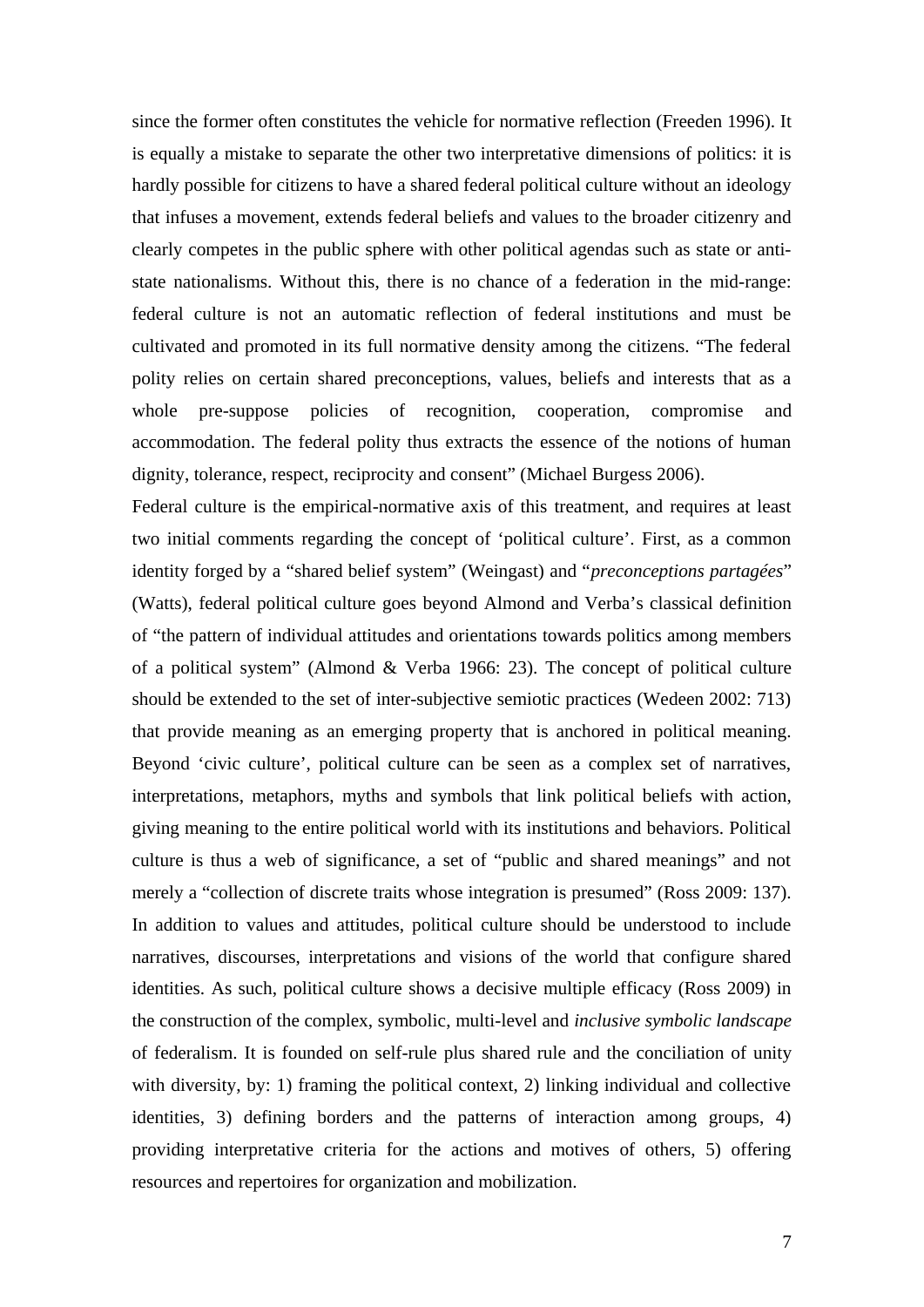since the former often constitutes the vehicle for normative reflection (Freeden 1996). It is equally a mistake to separate the other two interpretative dimensions of politics: it is hardly possible for citizens to have a shared federal political culture without an ideology that infuses a movement, extends federal beliefs and values to the broader citizenry and clearly competes in the public sphere with other political agendas such as state or anti-state nationalisms. Without this, there is no chance of a federation in the mid-range: federal culture is not an automatic reflection of federal institutions and must be cultivated and promoted in its full normative density among the citizens. "The federal polity relies on certain shared preconceptions, values, beliefs and interests that as a whole pre-suppose policies of recognition, cooperation, compromise and accommodation. The federal polity thus extracts the essence of the notions of human dignity, tolerance, respect, reciprocity and consent" (Michael Burgess 2006).

Federal culture is the empirical-normative axis of this treatment, and requires at least two initial comments regarding the concept of 'political culture'. First, as a common identity forged by a "shared belief system" (Weingast) and "*preconceptions partagées*" (Watts), federal political culture goes beyond Almond and Verba's classical definition of "the pattern of individual attitudes and orientations towards politics among members of a political system" (Almond & Verba 1966: 23). The concept of political culture should be extended to the set of inter-subjective semiotic practices (Wedeen 2002: 713) that provide meaning as an emerging property that is anchored in political meaning. Beyond 'civic culture', political culture can be seen as a complex set of narratives, interpretations, metaphors, myths and symbols that link political beliefs with action, giving meaning to the entire political world with its institutions and behaviors. Political culture is thus a web of significance, a set of "public and shared meanings" and not merely a "collection of discrete traits whose integration is presumed" (Ross 2009: 137). In addition to values and attitudes, political culture should be understood to include narratives, discourses, interpretations and visions of the world that configure shared identities. As such, political culture shows a decisive multiple efficacy (Ross 2009) in the construction of the complex, symbolic, multi-level and *inclusive symbolic landscape* of federalism. It is founded on self-rule plus shared rule and the conciliation of unity with diversity, by: 1) framing the political context, 2) linking individual and collective identities, 3) defining borders and the patterns of interaction among groups, 4) providing interpretative criteria for the actions and motives of others, 5) offering resources and repertoires for organization and mobilization.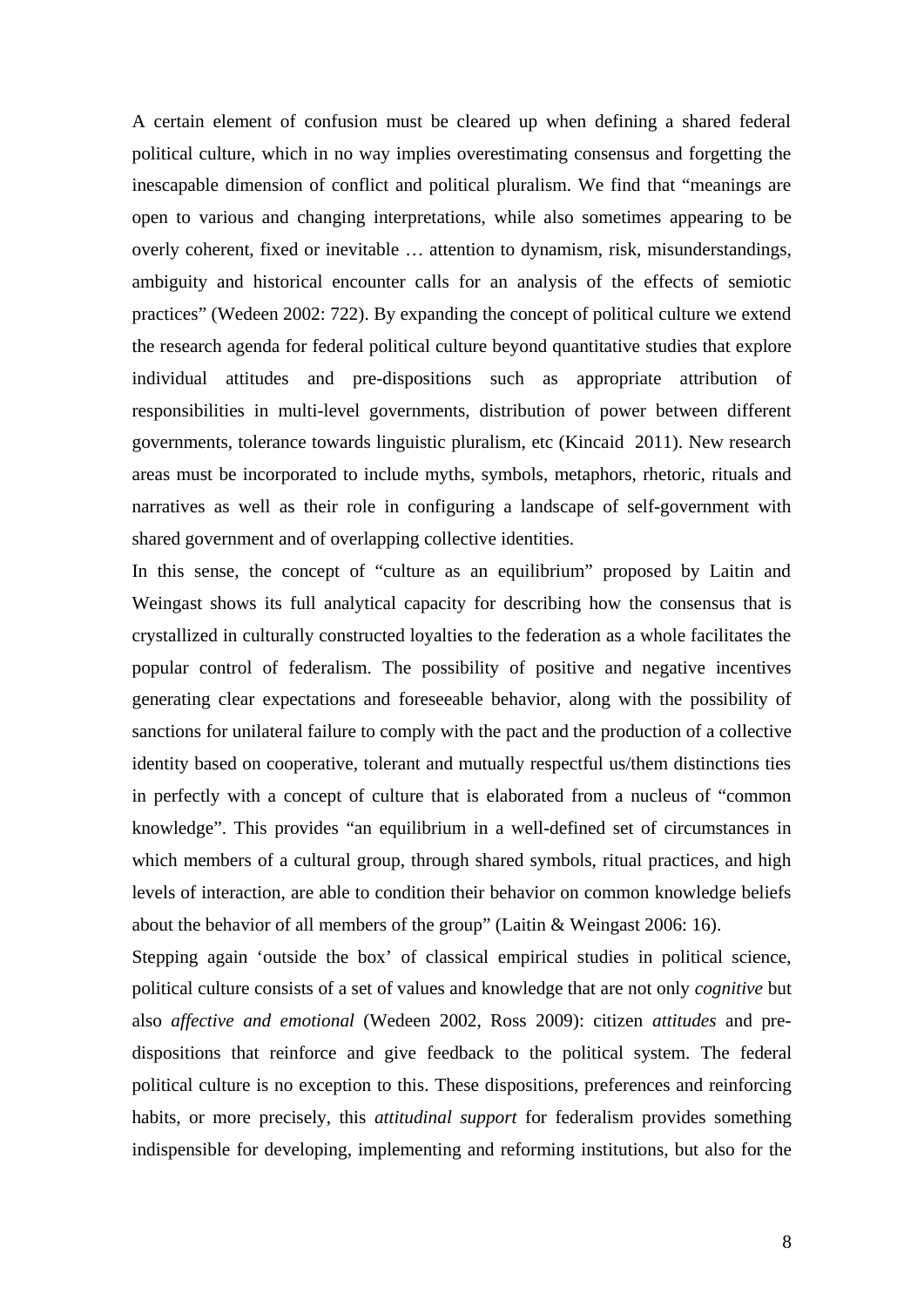A certain element of confusion must be cleared up when defining a shared federal political culture, which in no way implies overestimating consensus and forgetting the inescapable dimension of conflict and political pluralism. We find that "meanings are open to various and changing interpretations, while also sometimes appearing to be overly coherent, fixed or inevitable … attention to dynamism, risk, misunderstandings, ambiguity and historical encounter calls for an analysis of the effects of semiotic practices" (Wedeen 2002: 722). By expanding the concept of political culture we extend the research agenda for federal political culture beyond quantitative studies that explore individual attitudes and pre-dispositions such as appropriate attribution of responsibilities in multi-level governments, distribution of power between different governments, tolerance towards linguistic pluralism, etc (Kincaid 2011). New research areas must be incorporated to include myths, symbols, metaphors, rhetoric, rituals and narratives as well as their role in configuring a landscape of self-government with shared government and of overlapping collective identities.

In this sense, the concept of "culture as an equilibrium" proposed by Laitin and Weingast shows its full analytical capacity for describing how the consensus that is crystallized in culturally constructed loyalties to the federation as a whole facilitates the popular control of federalism. The possibility of positive and negative incentives generating clear expectations and foreseeable behavior, along with the possibility of sanctions for unilateral failure to comply with the pact and the production of a collective identity based on cooperative, tolerant and mutually respectful us/them distinctions ties in perfectly with a concept of culture that is elaborated from a nucleus of "common knowledge". This provides "an equilibrium in a well-defined set of circumstances in which members of a cultural group, through shared symbols, ritual practices, and high levels of interaction, are able to condition their behavior on common knowledge beliefs about the behavior of all members of the group" (Laitin & Weingast 2006: 16).

Stepping again 'outside the box' of classical empirical studies in political science, political culture consists of a set of values and knowledge that are not only *cognitive* but also *affective and emotional* (Wedeen 2002, Ross 2009): citizen *attitudes* and pre-dispositions that reinforce and give feedback to the political system. The federal political culture is no exception to this. These dispositions, preferences and reinforcing habits, or more precisely, this *attitudinal support* for federalism provides something indispensible for developing, implementing and reforming institutions, but also for the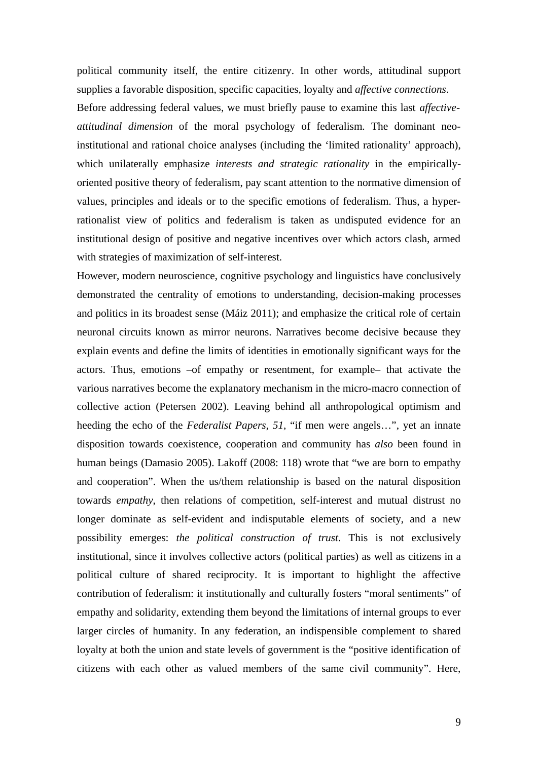political community itself, the entire citizenry. In other words, attitudinal support supplies a favorable disposition, specific capacities, loyalty and *affective connections*.

Before addressing federal values, we must briefly pause to examine this last *affective-attitudinal dimension* of the moral psychology of federalism. The dominant neo-institutional and rational choice analyses (including the 'limited rationality' approach), which unilaterally emphasize *interests and strategic rationality* in the empirically-oriented positive theory of federalism, pay scant attention to the normative dimension of values, principles and ideals or to the specific emotions of federalism. Thus, a hyper-rationalist view of politics and federalism is taken as undisputed evidence for an institutional design of positive and negative incentives over which actors clash, armed with strategies of maximization of self-interest.

However, modern neuroscience, cognitive psychology and linguistics have conclusively demonstrated the centrality of emotions to understanding, decision-making processes and politics in its broadest sense (Máiz 2011); and emphasize the critical role of certain neuronal circuits known as mirror neurons. Narratives become decisive because they explain events and define the limits of identities in emotionally significant ways for the actors. Thus, emotions –of empathy or resentment, for example– that activate the various narratives become the explanatory mechanism in the micro-macro connection of collective action (Petersen 2002). Leaving behind all anthropological optimism and heeding the echo of the *Federalist Papers, 51*, "if men were angels…", yet an innate disposition towards coexistence, cooperation and community has *also* been found in human beings (Damasio 2005). Lakoff (2008: 118) wrote that "we are born to empathy and cooperation". When the us/them relationship is based on the natural disposition towards *empathy*, then relations of competition, self-interest and mutual distrust no longer dominate as self-evident and indisputable elements of society, and a new possibility emerges: *the political construction of trust*. This is not exclusively institutional, since it involves collective actors (political parties) as well as citizens in a political culture of shared reciprocity. It is important to highlight the affective contribution of federalism: it institutionally and culturally fosters "moral sentiments" of empathy and solidarity, extending them beyond the limitations of internal groups to ever larger circles of humanity. In any federation, an indispensible complement to shared loyalty at both the union and state levels of government is the "positive identification of citizens with each other as valued members of the same civil community". Here,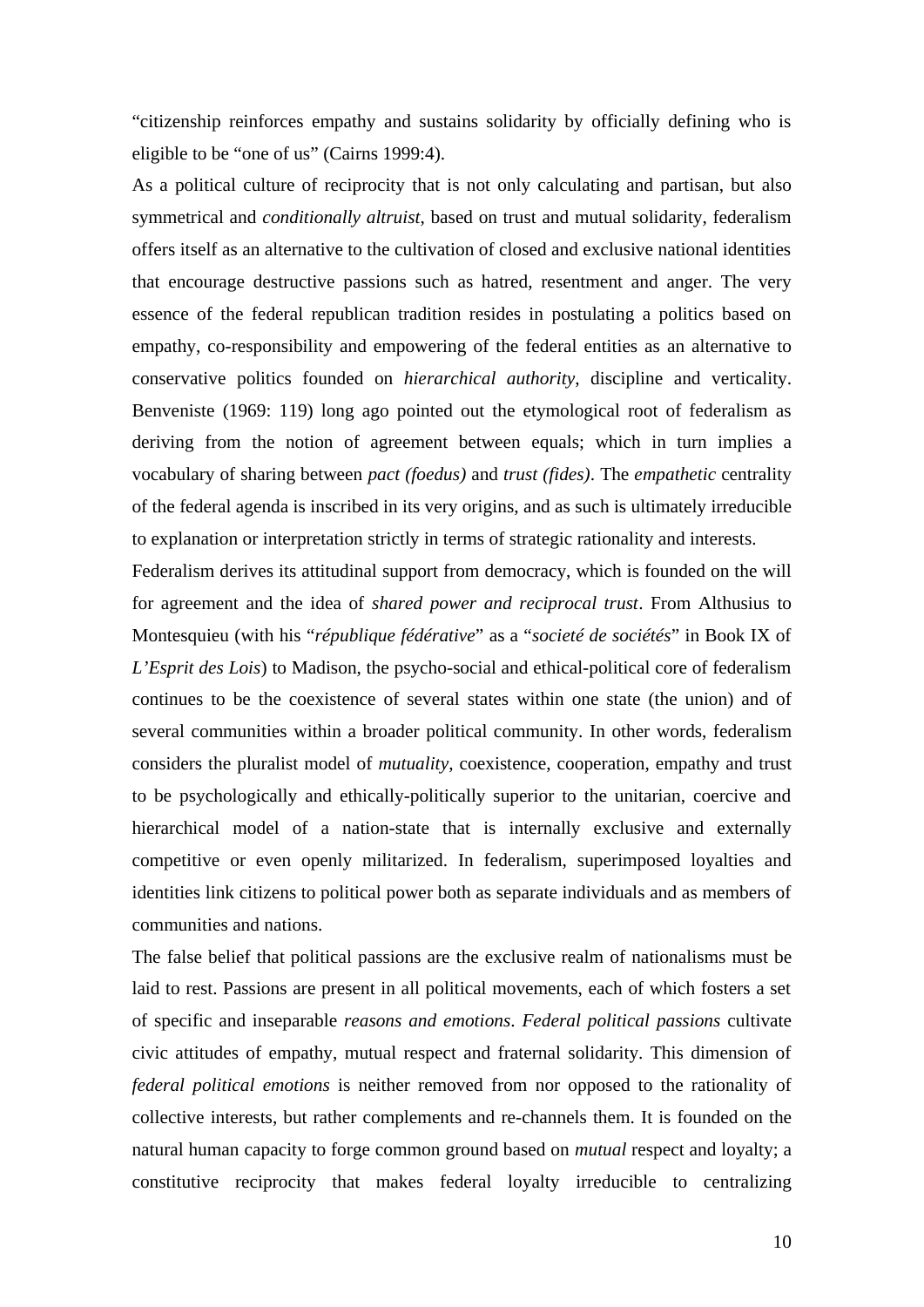“citizenship reinforces empathy and sustains solidarity by officially defining who is eligible to be “one of us” (Cairns 1999:4).

As a political culture of reciprocity that is not only calculating and partisan, but also symmetrical and *conditionally altruist*, based on trust and mutual solidarity, federalism offers itself as an alternative to the cultivation of closed and exclusive national identities that encourage destructive passions such as hatred, resentment and anger. The very essence of the federal republican tradition resides in postulating a politics based on empathy, co-responsibility and empowering of the federal entities as an alternative to conservative politics founded on *hierarchical authority*, discipline and verticality. Benveniste (1969: 119) long ago pointed out the etymological root of federalism as deriving from the notion of agreement between equals; which in turn implies a vocabulary of sharing between *pact (foedus)* and *trust (fides)*. The *empathetic* centrality of the federal agenda is inscribed in its very origins, and as such is ultimately irreducible to explanation or interpretation strictly in terms of strategic rationality and interests.

Federalism derives its attitudinal support from democracy, which is founded on the will for agreement and the idea of *shared power and reciprocal trust*. From Althusius to Montesquieu (with his “*république fédérative*” as a “*societé de sociétés*” in Book IX of *L'Esprit des Lois*) to Madison, the psycho-social and ethical-political core of federalism continues to be the coexistence of several states within one state (the union) and of several communities within a broader political community. In other words, federalism considers the pluralist model of *mutuality*, coexistence, cooperation, empathy and trust to be psychologically and ethically-politically superior to the unitarian, coercive and hierarchical model of a nation-state that is internally exclusive and externally competitive or even openly militarized. In federalism, superimposed loyalties and identities link citizens to political power both as separate individuals and as members of communities and nations.

The false belief that political passions are the exclusive realm of nationalisms must be laid to rest. Passions are present in all political movements, each of which fosters a set of specific and inseparable *reasons and emotions*. *Federal political passions* cultivate civic attitudes of empathy, mutual respect and fraternal solidarity. This dimension of *federal political emotions* is neither removed from nor opposed to the rationality of collective interests, but rather complements and re-channels them. It is founded on the natural human capacity to forge common ground based on *mutual* respect and loyalty; a constitutive reciprocity that makes federal loyalty irreducible to centralizing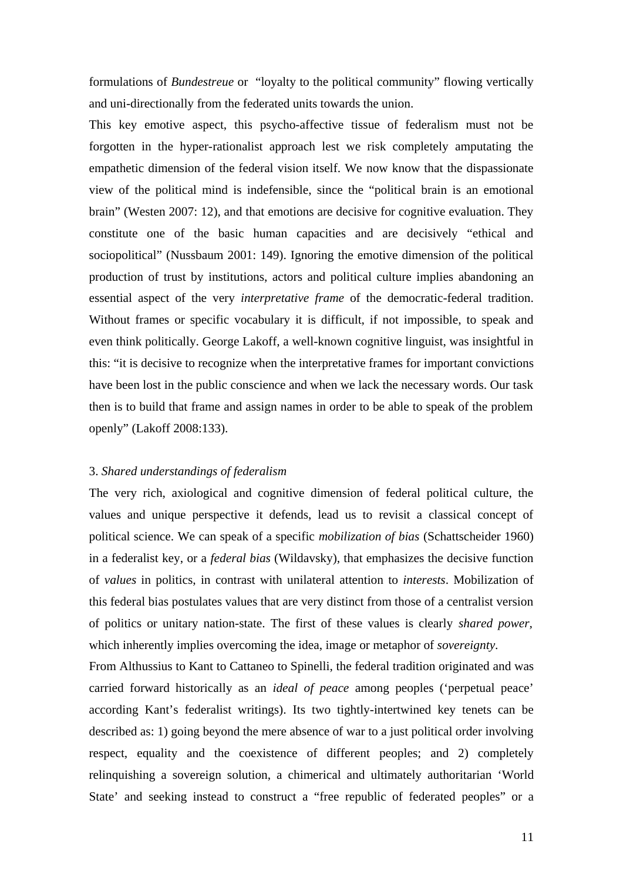formulations of *Bundestreue* or "loyalty to the political community" flowing vertically and uni-directionally from the federated units towards the union.

This key emotive aspect, this psycho-affective tissue of federalism must not be forgotten in the hyper-rationalist approach lest we risk completely amputating the empathetic dimension of the federal vision itself. We now know that the dispassionate view of the political mind is indefensible, since the "political brain is an emotional brain" (Westen 2007: 12), and that emotions are decisive for cognitive evaluation. They constitute one of the basic human capacities and are decisively "ethical and sociopolitical" (Nussbaum 2001: 149). Ignoring the emotive dimension of the political production of trust by institutions, actors and political culture implies abandoning an essential aspect of the very *interpretative frame* of the democratic-federal tradition. Without frames or specific vocabulary it is difficult, if not impossible, to speak and even think politically. George Lakoff, a well-known cognitive linguist, was insightful in this: "it is decisive to recognize when the interpretative frames for important convictions have been lost in the public conscience and when we lack the necessary words. Our task then is to build that frame and assign names in order to be able to speak of the problem openly" (Lakoff 2008:133).

## 3. *Shared understandings of federalism*

The very rich, axiological and cognitive dimension of federal political culture, the values and unique perspective it defends, lead us to revisit a classical concept of political science. We can speak of a specific *mobilization of bias* (Schattscheider 1960) in a federalist key, or a *federal bias* (Wildavsky), that emphasizes the decisive function of *values* in politics, in contrast with unilateral attention to *interests*. Mobilization of this federal bias postulates values that are very distinct from those of a centralist version of politics or unitary nation-state. The first of these values is clearly *shared power,* which inherently implies overcoming the idea, image or metaphor of *sovereignty*.

From Althussius to Kant to Cattaneo to Spinelli, the federal tradition originated and was carried forward historically as an *ideal of peace* among peoples ('perpetual peace' according Kant's federalist writings). Its two tightly-intertwined key tenets can be described as: 1) going beyond the mere absence of war to a just political order involving respect, equality and the coexistence of different peoples; and 2) completely relinquishing a sovereign solution, a chimerical and ultimately authoritarian 'World State' and seeking instead to construct a "free republic of federated peoples" or a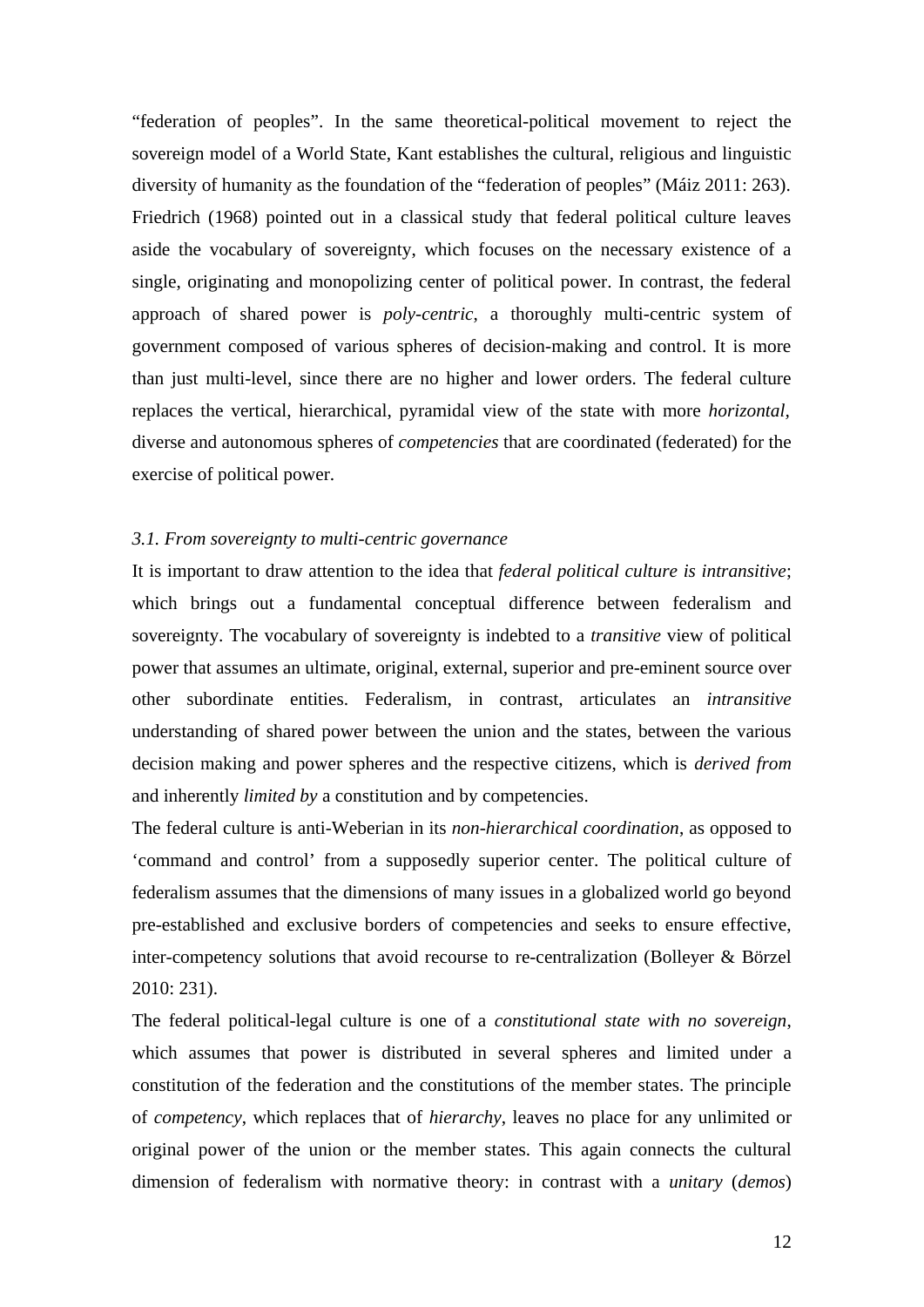"federation of peoples". In the same theoretical-political movement to reject the sovereign model of a World State, Kant establishes the cultural, religious and linguistic diversity of humanity as the foundation of the "federation of peoples" (Máiz 2011: 263). Friedrich (1968) pointed out in a classical study that federal political culture leaves aside the vocabulary of sovereignty, which focuses on the necessary existence of a single, originating and monopolizing center of political power. In contrast, the federal approach of shared power is *poly-centric*, a thoroughly multi-centric system of government composed of various spheres of decision-making and control. It is more than just multi-level, since there are no higher and lower orders. The federal culture replaces the vertical, hierarchical, pyramidal view of the state with more *horizontal*, diverse and autonomous spheres of *competencies* that are coordinated (federated) for the exercise of political power.

### *3.1. From sovereignty to multi-centric governance*

It is important to draw attention to the idea that *federal political culture is intransitive*; which brings out a fundamental conceptual difference between federalism and sovereignty. The vocabulary of sovereignty is indebted to a *transitive* view of political power that assumes an ultimate, original, external, superior and pre-eminent source over other subordinate entities. Federalism, in contrast, articulates an *intransitive* understanding of shared power between the union and the states, between the various decision making and power spheres and the respective citizens, which is *derived from* and inherently *limited by* a constitution and by competencies.

The federal culture is anti-Weberian in its *non-hierarchical coordination*, as opposed to 'command and control' from a supposedly superior center. The political culture of federalism assumes that the dimensions of many issues in a globalized world go beyond pre-established and exclusive borders of competencies and seeks to ensure effective, inter-competency solutions that avoid recourse to re-centralization (Bolleyer & Börzel 2010: 231).

The federal political-legal culture is one of a *constitutional state with no sovereign*, which assumes that power is distributed in several spheres and limited under a constitution of the federation and the constitutions of the member states. The principle of *competency*, which replaces that of *hierarchy*, leaves no place for any unlimited or original power of the union or the member states. This again connects the cultural dimension of federalism with normative theory: in contrast with a *unitary* (*demos*)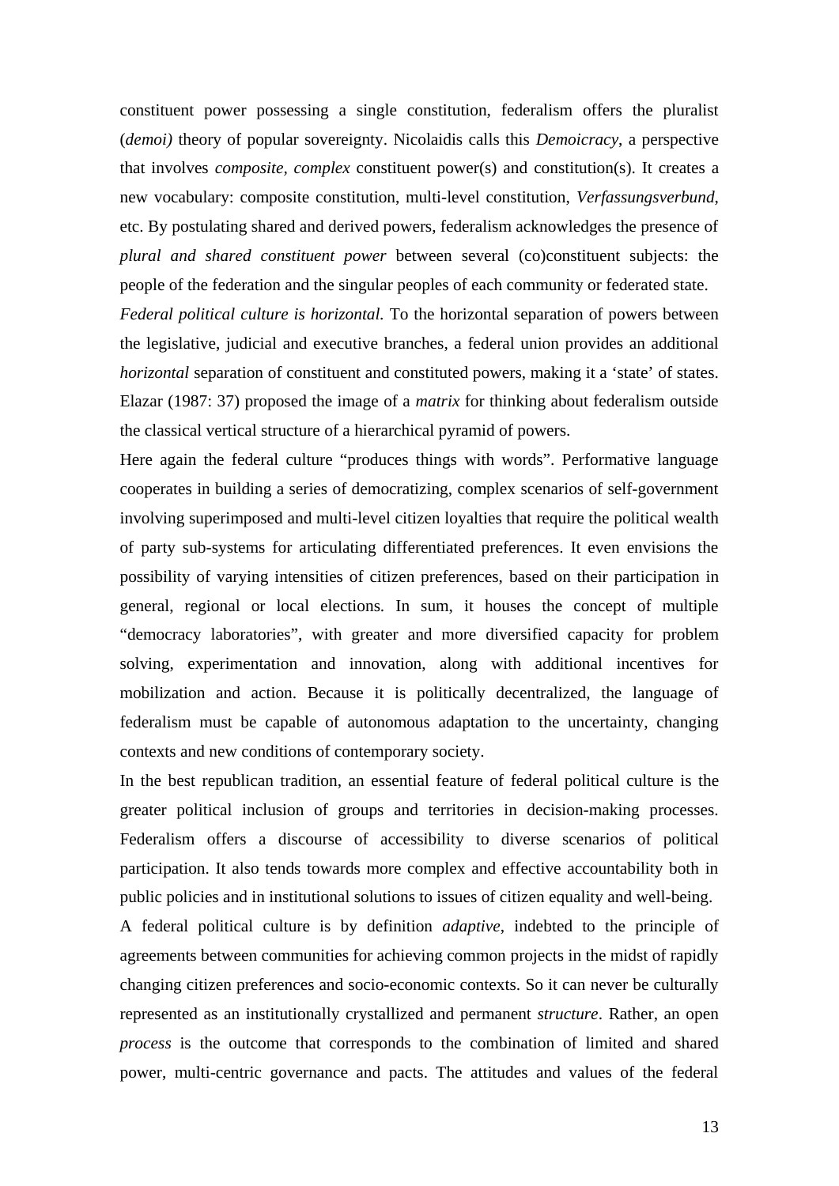constituent power possessing a single constitution, federalism offers the pluralist (*demoi)* theory of popular sovereignty. Nicolaidis calls this *Demoicracy*, a perspective that involves *composite*, *complex* constituent power(s) and constitution(s). It creates a new vocabulary: composite constitution, multi-level constitution, *Verfassungsverbund*, etc. By postulating shared and derived powers, federalism acknowledges the presence of *plural and shared constituent power* between several (co)constituent subjects: the people of the federation and the singular peoples of each community or federated state.

*Federal political culture is horizontal.* To the horizontal separation of powers between the legislative, judicial and executive branches, a federal union provides an additional *horizontal* separation of constituent and constituted powers, making it a 'state' of states. Elazar (1987: 37) proposed the image of a *matrix* for thinking about federalism outside the classical vertical structure of a hierarchical pyramid of powers.

Here again the federal culture "produces things with words". Performative language cooperates in building a series of democratizing, complex scenarios of self-government involving superimposed and multi-level citizen loyalties that require the political wealth of party sub-systems for articulating differentiated preferences. It even envisions the possibility of varying intensities of citizen preferences, based on their participation in general, regional or local elections. In sum, it houses the concept of multiple "democracy laboratories", with greater and more diversified capacity for problem solving, experimentation and innovation, along with additional incentives for mobilization and action. Because it is politically decentralized, the language of federalism must be capable of autonomous adaptation to the uncertainty, changing contexts and new conditions of contemporary society.

In the best republican tradition, an essential feature of federal political culture is the greater political inclusion of groups and territories in decision-making processes. Federalism offers a discourse of accessibility to diverse scenarios of political participation. It also tends towards more complex and effective accountability both in public policies and in institutional solutions to issues of citizen equality and well-being.

A federal political culture is by definition *adaptive*, indebted to the principle of agreements between communities for achieving common projects in the midst of rapidly changing citizen preferences and socio-economic contexts. So it can never be culturally represented as an institutionally crystallized and permanent *structure*. Rather, an open *process* is the outcome that corresponds to the combination of limited and shared power, multi-centric governance and pacts. The attitudes and values of the federal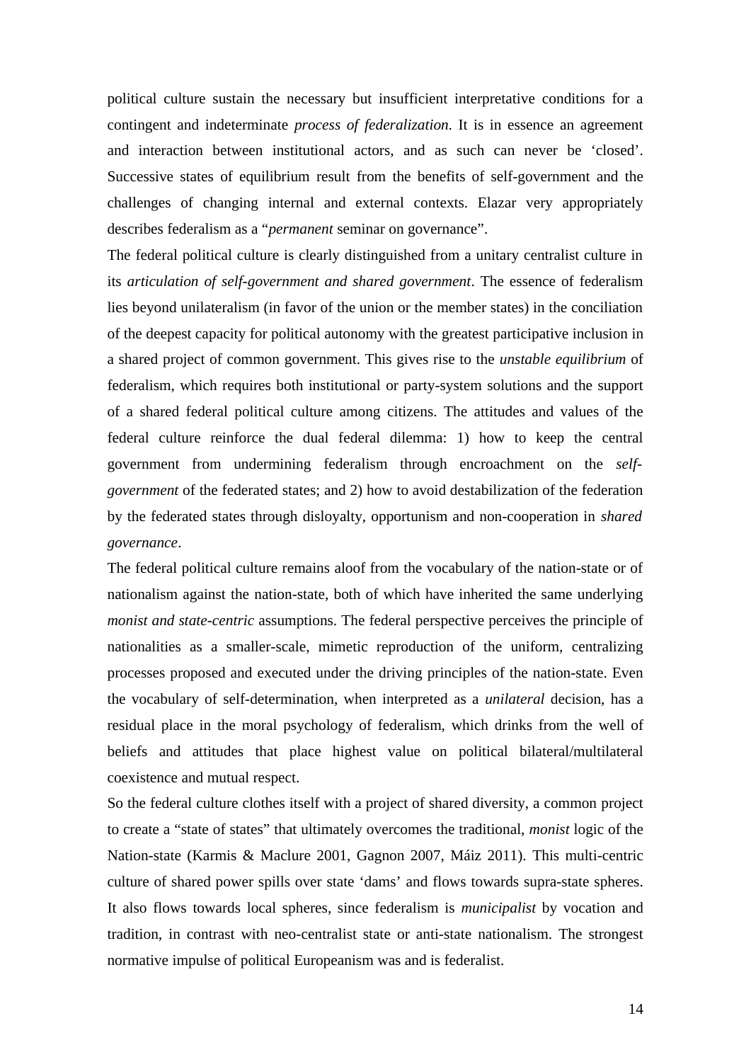political culture sustain the necessary but insufficient interpretative conditions for a contingent and indeterminate *process of federalization*. It is in essence an agreement and interaction between institutional actors, and as such can never be 'closed'. Successive states of equilibrium result from the benefits of self-government and the challenges of changing internal and external contexts. Elazar very appropriately describes federalism as a "*permanent* seminar on governance".

The federal political culture is clearly distinguished from a unitary centralist culture in its *articulation of self-government and shared government*. The essence of federalism lies beyond unilateralism (in favor of the union or the member states) in the conciliation of the deepest capacity for political autonomy with the greatest participative inclusion in a shared project of common government. This gives rise to the *unstable equilibrium* of federalism, which requires both institutional or party-system solutions and the support of a shared federal political culture among citizens. The attitudes and values of the federal culture reinforce the dual federal dilemma: 1) how to keep the central government from undermining federalism through encroachment on the *self-government* of the federated states; and 2) how to avoid destabilization of the federation by the federated states through disloyalty, opportunism and non-cooperation in *shared governance*.

The federal political culture remains aloof from the vocabulary of the nation-state or of nationalism against the nation-state, both of which have inherited the same underlying *monist and state-centric* assumptions. The federal perspective perceives the principle of nationalities as a smaller-scale, mimetic reproduction of the uniform, centralizing processes proposed and executed under the driving principles of the nation-state. Even the vocabulary of self-determination, when interpreted as a *unilateral* decision, has a residual place in the moral psychology of federalism, which drinks from the well of beliefs and attitudes that place highest value on political bilateral/multilateral coexistence and mutual respect.

So the federal culture clothes itself with a project of shared diversity, a common project to create a "state of states" that ultimately overcomes the traditional, *monist* logic of the Nation-state (Karmis & Maclure 2001, Gagnon 2007, Máiz 2011). This multi-centric culture of shared power spills over state 'dams' and flows towards supra-state spheres. It also flows towards local spheres, since federalism is *municipalist* by vocation and tradition, in contrast with neo-centralist state or anti-state nationalism. The strongest normative impulse of political Europeanism was and is federalist.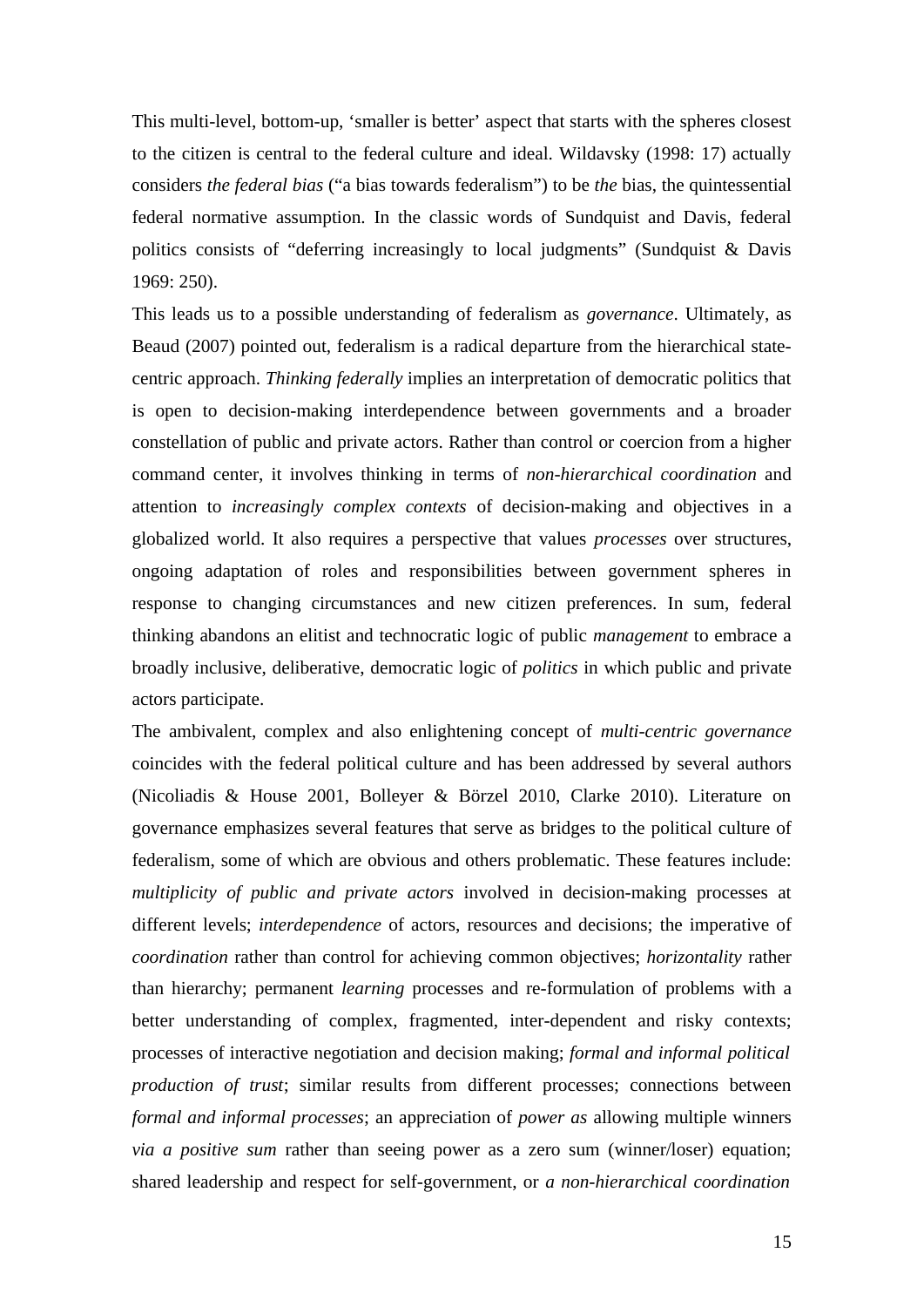This multi-level, bottom-up, 'smaller is better' aspect that starts with the spheres closest to the citizen is central to the federal culture and ideal. Wildavsky (1998: 17) actually considers *the federal bias* ("a bias towards federalism") to be *the* bias, the quintessential federal normative assumption. In the classic words of Sundquist and Davis, federal politics consists of "deferring increasingly to local judgments" (Sundquist & Davis 1969: 250).

This leads us to a possible understanding of federalism as *governance*. Ultimately, as Beaud (2007) pointed out, federalism is a radical departure from the hierarchical state-centric approach. *Thinking federally* implies an interpretation of democratic politics that is open to decision-making interdependence between governments and a broader constellation of public and private actors. Rather than control or coercion from a higher command center, it involves thinking in terms of *non-hierarchical coordination* and attention to *increasingly complex contexts* of decision-making and objectives in a globalized world. It also requires a perspective that values *processes* over structures, ongoing adaptation of roles and responsibilities between government spheres in response to changing circumstances and new citizen preferences. In sum, federal thinking abandons an elitist and technocratic logic of public *management* to embrace a broadly inclusive, deliberative, democratic logic of *politics* in which public and private actors participate.

The ambivalent, complex and also enlightening concept of *multi-centric governance* coincides with the federal political culture and has been addressed by several authors (Nicoliadis & House 2001, Bolleyer & Börzel 2010, Clarke 2010). Literature on governance emphasizes several features that serve as bridges to the political culture of federalism, some of which are obvious and others problematic. These features include: *multiplicity of public and private actors* involved in decision-making processes at different levels; *interdependence* of actors, resources and decisions; the imperative of *coordination* rather than control for achieving common objectives; *horizontality* rather than hierarchy; permanent *learning* processes and re-formulation of problems with a better understanding of complex, fragmented, inter-dependent and risky contexts; processes of interactive negotiation and decision making; *formal and informal political production of trust*; similar results from different processes; connections between *formal and informal processes*; an appreciation of *power as* allowing multiple winners *via a positive sum* rather than seeing power as a zero sum (winner/loser) equation; shared leadership and respect for self-government, or *a non-hierarchical coordination*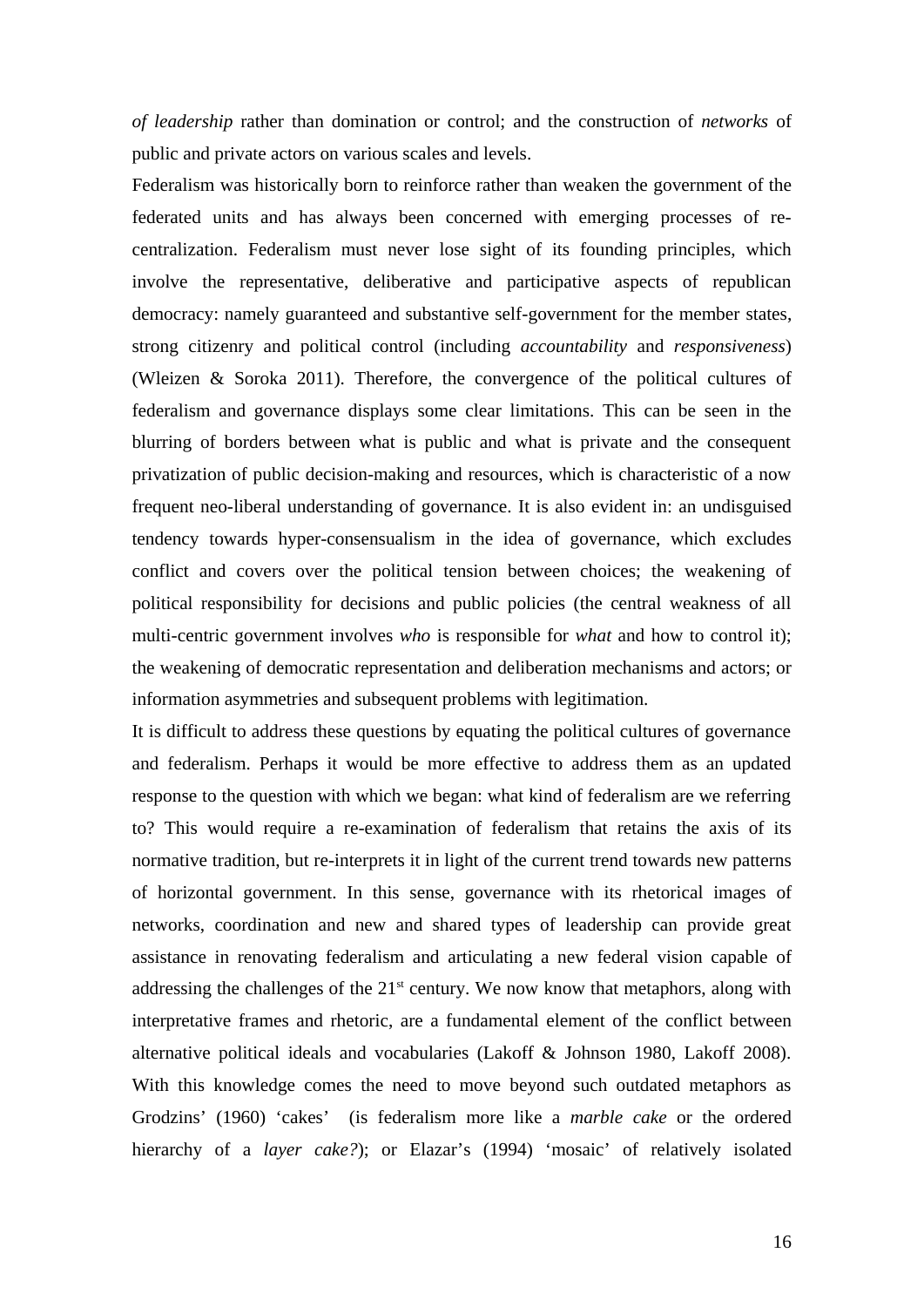*of leadership* rather than domination or control; and the construction of *networks* of public and private actors on various scales and levels.

Federalism was historically born to reinforce rather than weaken the government of the federated units and has always been concerned with emerging processes of re-centralization. Federalism must never lose sight of its founding principles, which involve the representative, deliberative and participative aspects of republican democracy: namely guaranteed and substantive self-government for the member states, strong citizenry and political control (including *accountability* and *responsiveness*) (Wleizen & Soroka 2011). Therefore, the convergence of the political cultures of federalism and governance displays some clear limitations. This can be seen in the blurring of borders between what is public and what is private and the consequent privatization of public decision-making and resources, which is characteristic of a now frequent neo-liberal understanding of governance. It is also evident in: an undisguised tendency towards hyper-consensualism in the idea of governance, which excludes conflict and covers over the political tension between choices; the weakening of political responsibility for decisions and public policies (the central weakness of all multi-centric government involves *who* is responsible for *what* and how to control it); the weakening of democratic representation and deliberation mechanisms and actors; or information asymmetries and subsequent problems with legitimation.

It is difficult to address these questions by equating the political cultures of governance and federalism. Perhaps it would be more effective to address them as an updated response to the question with which we began: what kind of federalism are we referring to? This would require a re-examination of federalism that retains the axis of its normative tradition, but re-interprets it in light of the current trend towards new patterns of horizontal government. In this sense, governance with its rhetorical images of networks, coordination and new and shared types of leadership can provide great assistance in renovating federalism and articulating a new federal vision capable of addressing the challenges of the 21st century. We now know that metaphors, along with interpretative frames and rhetoric, are a fundamental element of the conflict between alternative political ideals and vocabularies (Lakoff & Johnson 1980, Lakoff 2008). With this knowledge comes the need to move beyond such outdated metaphors as Grodzins' (1960) 'cakes' (is federalism more like a *marble cake* or the ordered hierarchy of a *layer cake?*); or Elazar's (1994) 'mosaic' of relatively isolated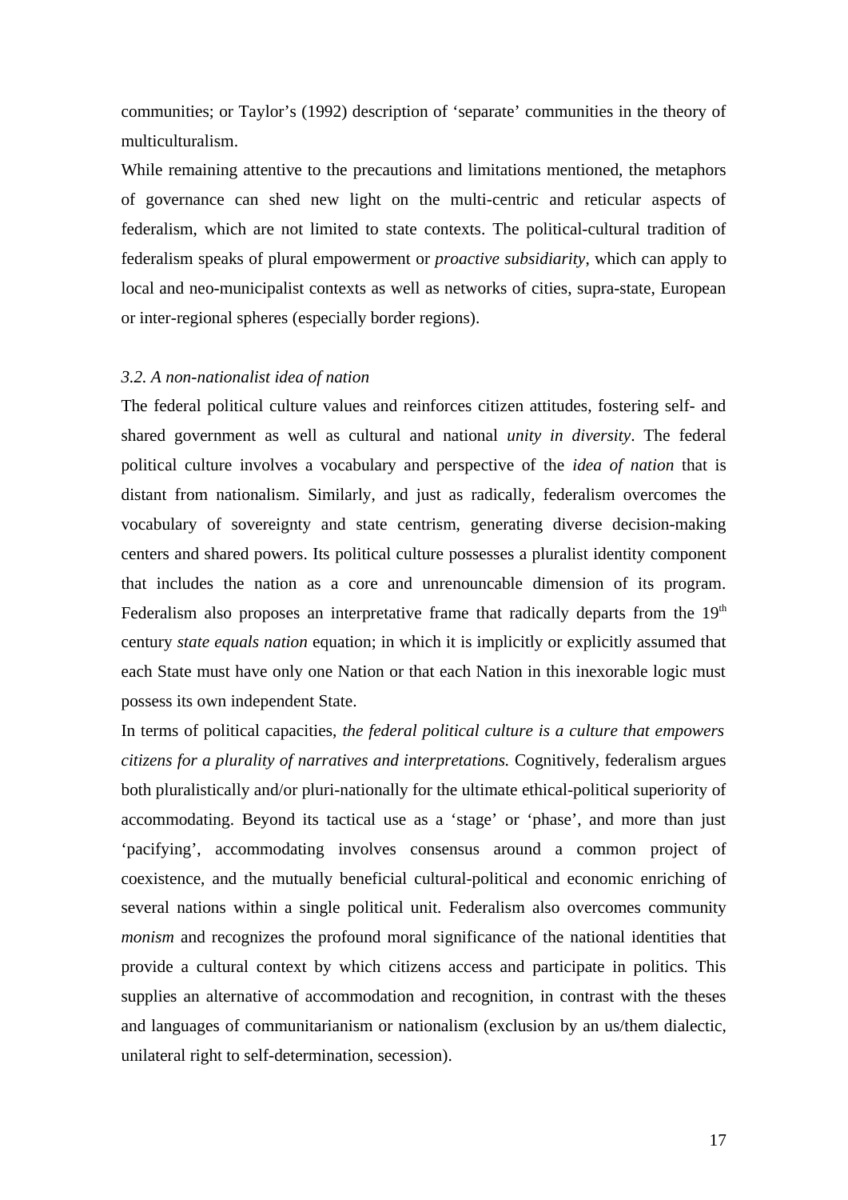communities; or Taylor's (1992) description of 'separate' communities in the theory of multiculturalism.

While remaining attentive to the precautions and limitations mentioned, the metaphors of governance can shed new light on the multi-centric and reticular aspects of federalism, which are not limited to state contexts. The political-cultural tradition of federalism speaks of plural empowerment or *proactive subsidiarity*, which can apply to local and neo-municipalist contexts as well as networks of cities, supra-state, European or inter-regional spheres (especially border regions).

### *3.2. A non-nationalist idea of nation*

The federal political culture values and reinforces citizen attitudes, fostering self- and shared government as well as cultural and national *unity in diversity*. The federal political culture involves a vocabulary and perspective of the *idea of nation* that is distant from nationalism. Similarly, and just as radically, federalism overcomes the vocabulary of sovereignty and state centrism, generating diverse decision-making centers and shared powers. Its political culture possesses a pluralist identity component that includes the nation as a core and unrenouncable dimension of its program. Federalism also proposes an interpretative frame that radically departs from the 19th century *state equals nation* equation; in which it is implicitly or explicitly assumed that each State must have only one Nation or that each Nation in this inexorable logic must possess its own independent State.

In terms of political capacities, *the federal political culture is a culture that empowers citizens for a plurality of narratives and interpretations.* Cognitively, federalism argues both pluralistically and/or pluri-nationally for the ultimate ethical-political superiority of accommodating. Beyond its tactical use as a 'stage' or 'phase', and more than just 'pacifying', accommodating involves consensus around a common project of coexistence, and the mutually beneficial cultural-political and economic enriching of several nations within a single political unit. Federalism also overcomes community *monism* and recognizes the profound moral significance of the national identities that provide a cultural context by which citizens access and participate in politics. This supplies an alternative of accommodation and recognition, in contrast with the theses and languages of communitarianism or nationalism (exclusion by an us/them dialectic, unilateral right to self-determination, secession).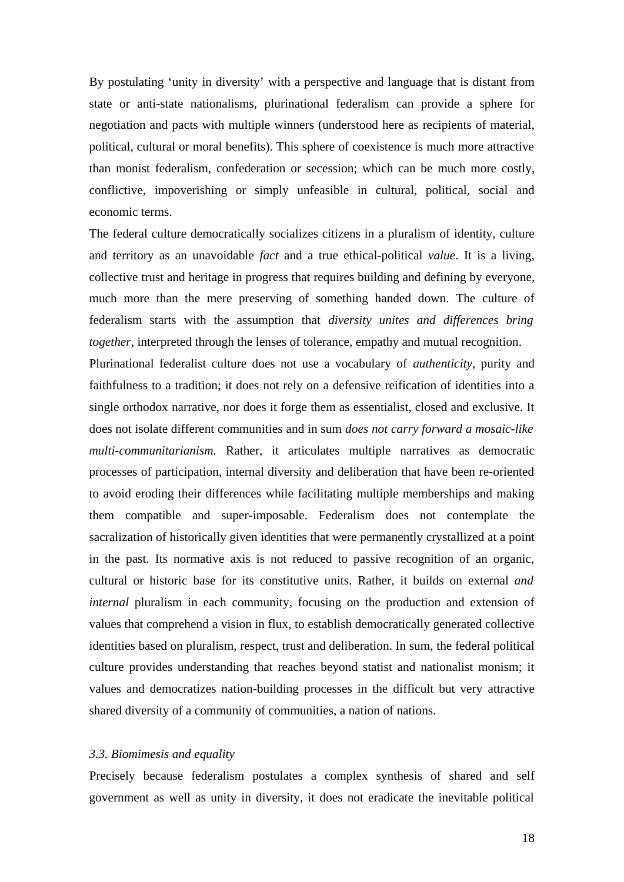By postulating 'unity in diversity' with a perspective and language that is distant from state or anti-state nationalisms, plurinational federalism can provide a sphere for negotiation and pacts with multiple winners (understood here as recipients of material, political, cultural or moral benefits). This sphere of coexistence is much more attractive than monist federalism, confederation or secession; which can be much more costly, conflictive, impoverishing or simply unfeasible in cultural, political, social and economic terms.

The federal culture democratically socializes citizens in a pluralism of identity, culture and territory as an unavoidable *fact* and a true ethical-political *value*. It is a living, collective trust and heritage in progress that requires building and defining by everyone, much more than the mere preserving of something handed down. The culture of federalism starts with the assumption that *diversity unites and differences bring together*, interpreted through the lenses of tolerance, empathy and mutual recognition.

Plurinational federalist culture does not use a vocabulary of *authenticity*, purity and faithfulness to a tradition; it does not rely on a defensive reification of identities into a single orthodox narrative, nor does it forge them as essentialist, closed and exclusive. It does not isolate different communities and in sum *does not carry forward a mosaic-like multi-communitarianism.* Rather, it articulates multiple narratives as democratic processes of participation, internal diversity and deliberation that have been re-oriented to avoid eroding their differences while facilitating multiple memberships and making them compatible and super-imposable. Federalism does not contemplate the sacralization of historically given identities that were permanently crystallized at a point in the past. Its normative axis is not reduced to passive recognition of an organic, cultural or historic base for its constitutive units. Rather, it builds on external *and internal* pluralism in each community, focusing on the production and extension of values that comprehend a vision in flux, to establish democratically generated collective identities based on pluralism, respect, trust and deliberation. In sum, the federal political culture provides understanding that reaches beyond statist and nationalist monism; it values and democratizes nation-building processes in the difficult but very attractive shared diversity of a community of communities, a nation of nations.

### *3.3. Biomimesis and equality*

Precisely because federalism postulates a complex synthesis of shared and self government as well as unity in diversity, it does not eradicate the inevitable political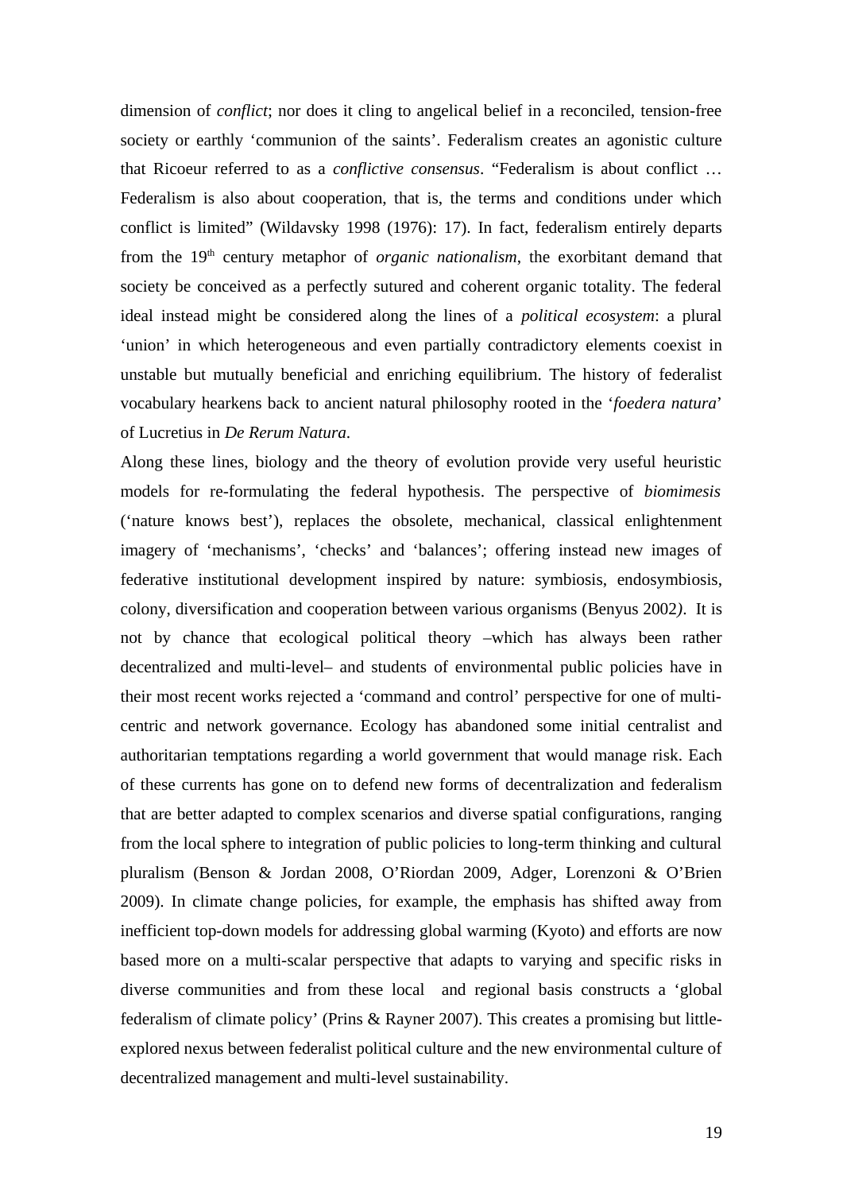dimension of *conflict*; nor does it cling to angelical belief in a reconciled, tension-free society or earthly 'communion of the saints'. Federalism creates an agonistic culture that Ricoeur referred to as a *conflictive consensus*. "Federalism is about conflict … Federalism is also about cooperation, that is, the terms and conditions under which conflict is limited" (Wildavsky 1998 (1976): 17). In fact, federalism entirely departs from the 19th century metaphor of *organic nationalism*, the exorbitant demand that society be conceived as a perfectly sutured and coherent organic totality. The federal ideal instead might be considered along the lines of a *political ecosystem*: a plural 'union' in which heterogeneous and even partially contradictory elements coexist in unstable but mutually beneficial and enriching equilibrium. The history of federalist vocabulary hearkens back to ancient natural philosophy rooted in the '*foedera natura*' of Lucretius in *De Rerum Natura*.

Along these lines, biology and the theory of evolution provide very useful heuristic models for re-formulating the federal hypothesis. The perspective of *biomimesis* ('nature knows best'), replaces the obsolete, mechanical, classical enlightenment imagery of 'mechanisms', 'checks' and 'balances'; offering instead new images of federative institutional development inspired by nature: symbiosis, endosymbiosis, colony, diversification and cooperation between various organisms (Benyus 2002). It is not by chance that ecological political theory –which has always been rather decentralized and multi-level– and students of environmental public policies have in their most recent works rejected a 'command and control' perspective for one of multi-centric and network governance. Ecology has abandoned some initial centralist and authoritarian temptations regarding a world government that would manage risk. Each of these currents has gone on to defend new forms of decentralization and federalism that are better adapted to complex scenarios and diverse spatial configurations, ranging from the local sphere to integration of public policies to long-term thinking and cultural pluralism (Benson & Jordan 2008, O'Riordan 2009, Adger, Lorenzoni & O'Brien 2009). In climate change policies, for example, the emphasis has shifted away from inefficient top-down models for addressing global warming (Kyoto) and efforts are now based more on a multi-scalar perspective that adapts to varying and specific risks in diverse communities and from these local and regional basis constructs a 'global federalism of climate policy' (Prins & Rayner 2007). This creates a promising but little-explored nexus between federalist political culture and the new environmental culture of decentralized management and multi-level sustainability.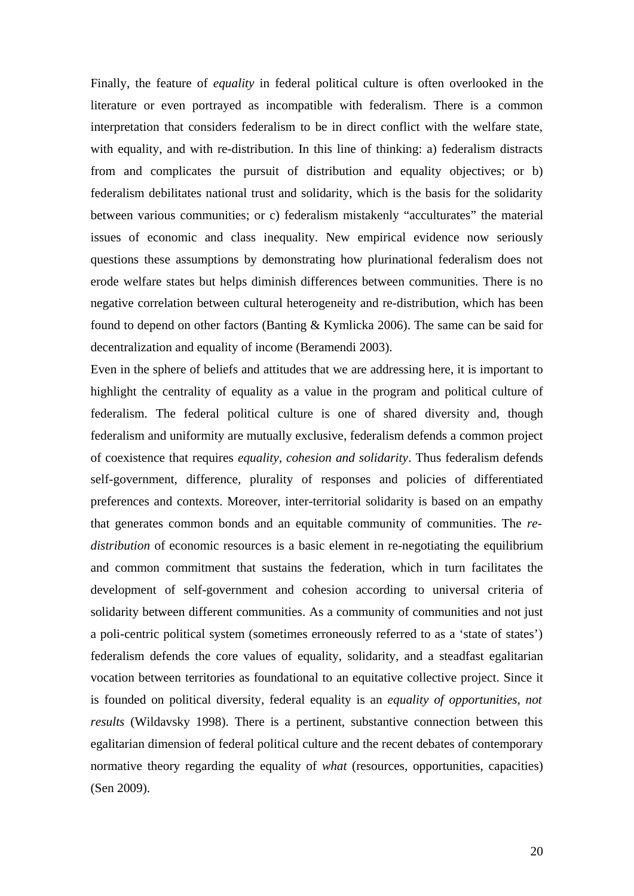Finally, the feature of *equality* in federal political culture is often overlooked in the literature or even portrayed as incompatible with federalism. There is a common interpretation that considers federalism to be in direct conflict with the welfare state, with equality, and with re-distribution. In this line of thinking: a) federalism distracts from and complicates the pursuit of distribution and equality objectives; or b) federalism debilitates national trust and solidarity, which is the basis for the solidarity between various communities; or c) federalism mistakenly "acculturates" the material issues of economic and class inequality. New empirical evidence now seriously questions these assumptions by demonstrating how plurinational federalism does not erode welfare states but helps diminish differences between communities. There is no negative correlation between cultural heterogeneity and re-distribution, which has been found to depend on other factors (Banting & Kymlicka 2006). The same can be said for decentralization and equality of income (Beramendi 2003).

Even in the sphere of beliefs and attitudes that we are addressing here, it is important to highlight the centrality of equality as a value in the program and political culture of federalism. The federal political culture is one of shared diversity and, though federalism and uniformity are mutually exclusive, federalism defends a common project of coexistence that requires *equality, cohesion and solidarity*. Thus federalism defends self-government, difference, plurality of responses and policies of differentiated preferences and contexts. Moreover, inter-territorial solidarity is based on an empathy that generates common bonds and an equitable community of communities. The *re-distribution* of economic resources is a basic element in re-negotiating the equilibrium and common commitment that sustains the federation, which in turn facilitates the development of self-government and cohesion according to universal criteria of solidarity between different communities. As a community of communities and not just a poli-centric political system (sometimes erroneously referred to as a 'state of states') federalism defends the core values of equality, solidarity, and a steadfast egalitarian vocation between territories as foundational to an equitative collective project. Since it is founded on political diversity, federal equality is an *equality of opportunities, not results* (Wildavsky 1998). There is a pertinent, substantive connection between this egalitarian dimension of federal political culture and the recent debates of contemporary normative theory regarding the equality of *what* (resources, opportunities, capacities) (Sen 2009).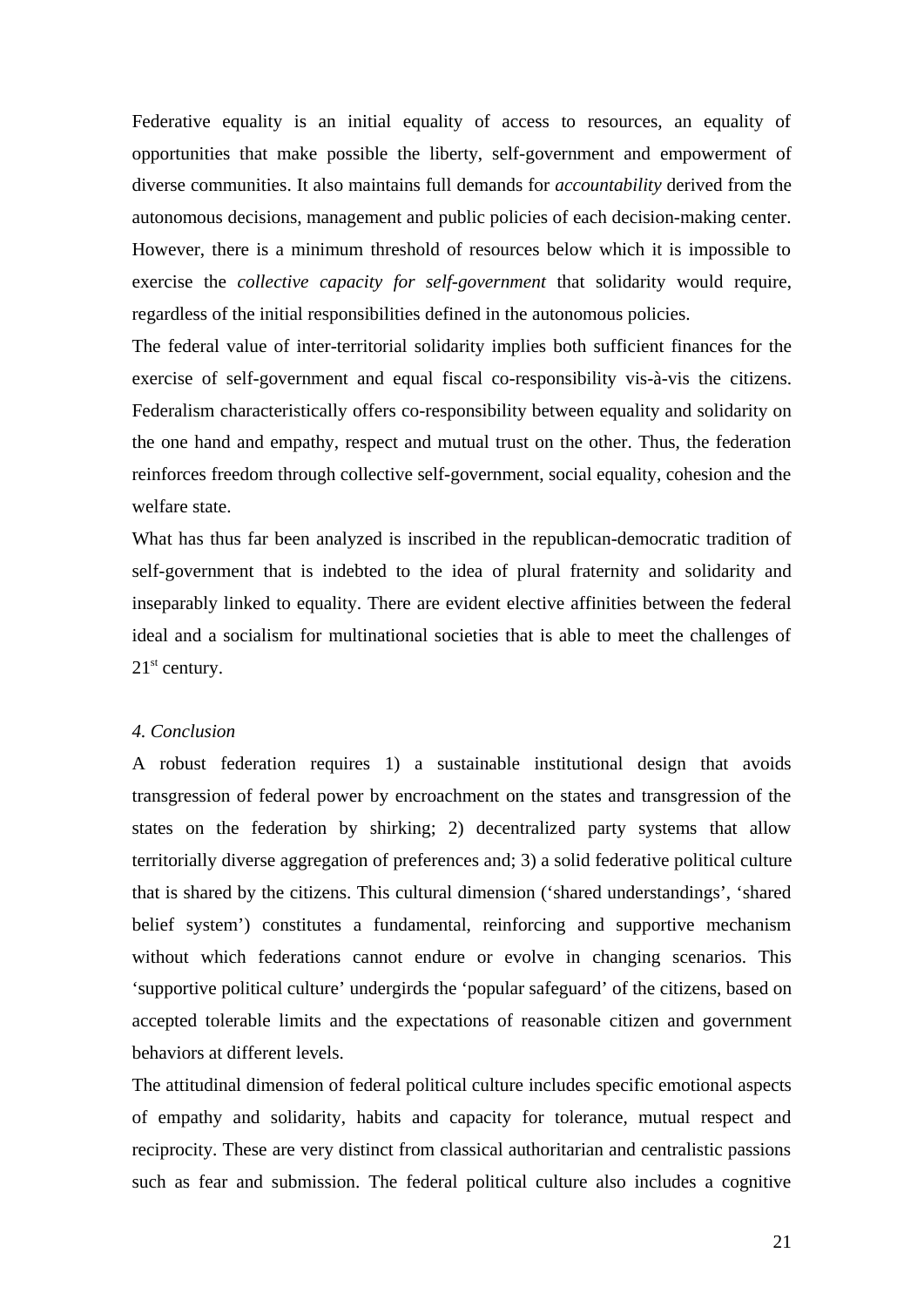Federative equality is an initial equality of access to resources, an equality of opportunities that make possible the liberty, self-government and empowerment of diverse communities. It also maintains full demands for *accountability* derived from the autonomous decisions, management and public policies of each decision-making center. However, there is a minimum threshold of resources below which it is impossible to exercise the *collective capacity for self-government* that solidarity would require, regardless of the initial responsibilities defined in the autonomous policies.

The federal value of inter-territorial solidarity implies both sufficient finances for the exercise of self-government and equal fiscal co-responsibility vis-à-vis the citizens. Federalism characteristically offers co-responsibility between equality and solidarity on the one hand and empathy, respect and mutual trust on the other. Thus, the federation reinforces freedom through collective self-government, social equality, cohesion and the welfare state.

What has thus far been analyzed is inscribed in the republican-democratic tradition of self-government that is indebted to the idea of plural fraternity and solidarity and inseparably linked to equality. There are evident elective affinities between the federal ideal and a socialism for multinational societies that is able to meet the challenges of 21st century.

*4. Conclusion*

A robust federation requires 1) a sustainable institutional design that avoids transgression of federal power by encroachment on the states and transgression of the states on the federation by shirking; 2) decentralized party systems that allow territorially diverse aggregation of preferences and; 3) a solid federative political culture that is shared by the citizens. This cultural dimension ('shared understandings', 'shared belief system') constitutes a fundamental, reinforcing and supportive mechanism without which federations cannot endure or evolve in changing scenarios. This 'supportive political culture' undergirds the 'popular safeguard' of the citizens, based on accepted tolerable limits and the expectations of reasonable citizen and government behaviors at different levels.

The attitudinal dimension of federal political culture includes specific emotional aspects of empathy and solidarity, habits and capacity for tolerance, mutual respect and reciprocity. These are very distinct from classical authoritarian and centralistic passions such as fear and submission. The federal political culture also includes a cognitive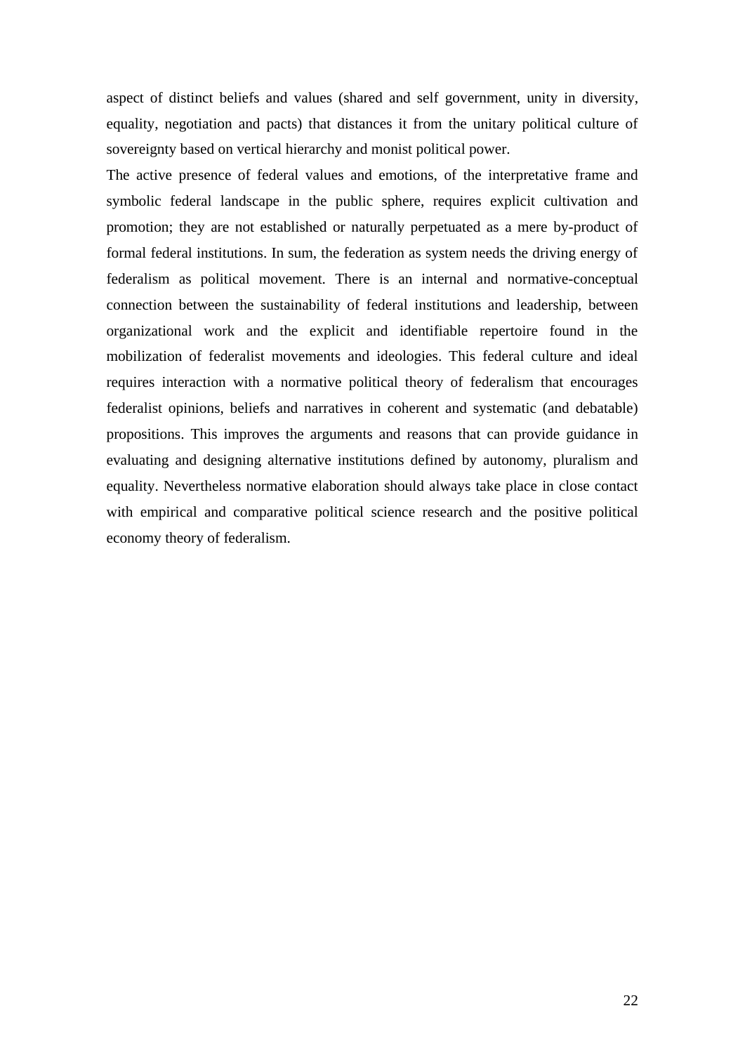aspect of distinct beliefs and values (shared and self government, unity in diversity, equality, negotiation and pacts) that distances it from the unitary political culture of sovereignty based on vertical hierarchy and monist political power.

The active presence of federal values and emotions, of the interpretative frame and symbolic federal landscape in the public sphere, requires explicit cultivation and promotion; they are not established or naturally perpetuated as a mere by-product of formal federal institutions. In sum, the federation as system needs the driving energy of federalism as political movement. There is an internal and normative-conceptual connection between the sustainability of federal institutions and leadership, between organizational work and the explicit and identifiable repertoire found in the mobilization of federalist movements and ideologies. This federal culture and ideal requires interaction with a normative political theory of federalism that encourages federalist opinions, beliefs and narratives in coherent and systematic (and debatable) propositions. This improves the arguments and reasons that can provide guidance in evaluating and designing alternative institutions defined by autonomy, pluralism and equality. Nevertheless normative elaboration should always take place in close contact with empirical and comparative political science research and the positive political economy theory of federalism.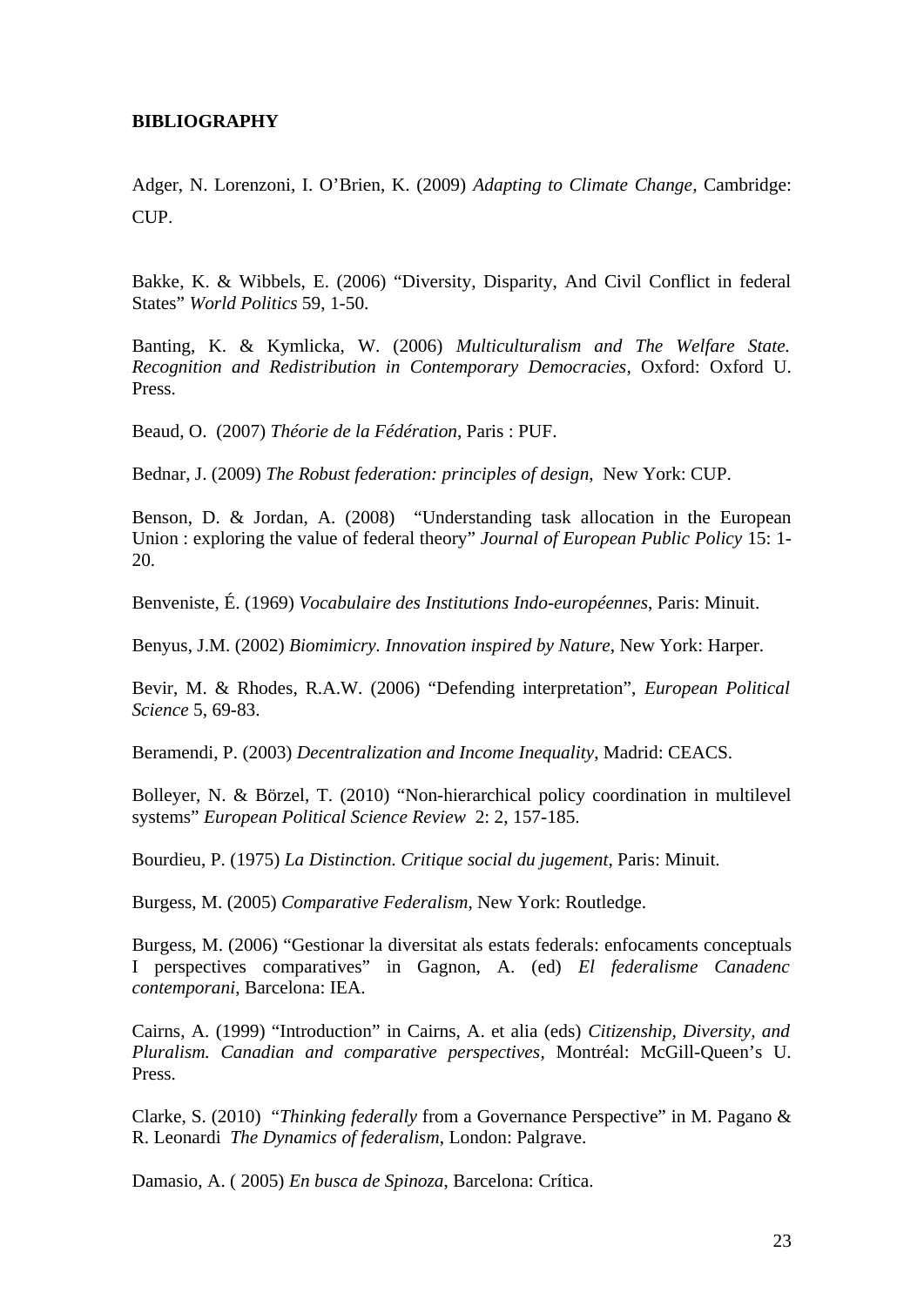**BIBLIOGRAPHY**

Adger, N. Lorenzoni, I. O'Brien, K. (2009) *Adapting to Climate Change*, Cambridge: CUP.

Bakke, K. & Wibbels, E. (2006) "Diversity, Disparity, And Civil Conflict in federal States" *World Politics* 59, 1-50.

Banting, K. & Kymlicka, W. (2006) *Multiculturalism and The Welfare State. Recognition and Redistribution in Contemporary Democracies*, Oxford: Oxford U. Press.

Beaud, O. (2007) *Théorie de la Fédération*, Paris : PUF.

Bednar, J. (2009) *The Robust federation: principles of design,* New York: CUP.

Benson, D. & Jordan, A. (2008) "Understanding task allocation in the European Union : exploring the value of federal theory" *Journal of European Public Policy* 15: 1-20.

Benveniste, É. (1969) *Vocabulaire des Institutions Indo-européennes*, Paris: Minuit.

Benyus, J.M. (2002) *Biomimicry. Innovation inspired by Nature*, New York: Harper.

Bevir, M. & Rhodes, R.A.W. (2006) "Defending interpretation", *European Political Science* 5, 69-83.

Beramendi, P. (2003) *Decentralization and Income Inequality*, Madrid: CEACS.

Bolleyer, N. & Börzel, T. (2010) "Non-hierarchical policy coordination in multilevel systems" *European Political Science Review* 2: 2, 157-185.

Bourdieu, P. (1975) *La Distinction. Critique social du jugement*, Paris: Minuit.

Burgess, M. (2005) *Comparative Federalism*, New York: Routledge.

Burgess, M. (2006) "Gestionar la diversitat als estats federals: enfocaments conceptuals I perspectives comparatives" in Gagnon, A. (ed) *El federalisme Canadenc contemporani*, Barcelona: IEA.

Cairns, A. (1999) "Introduction" in Cairns, A. et alia (eds) *Citizenship, Diversity, and Pluralism. Canadian and comparative perspectives*, Montréal: McGill-Queen's U. Press.

Clarke, S. (2010) "*Thinking federally* from a Governance Perspective" in M. Pagano & R. Leonardi *The Dynamics of federalism*, London: Palgrave.

Damasio, A. ( 2005) *En busca de Spinoza*, Barcelona: Crítica.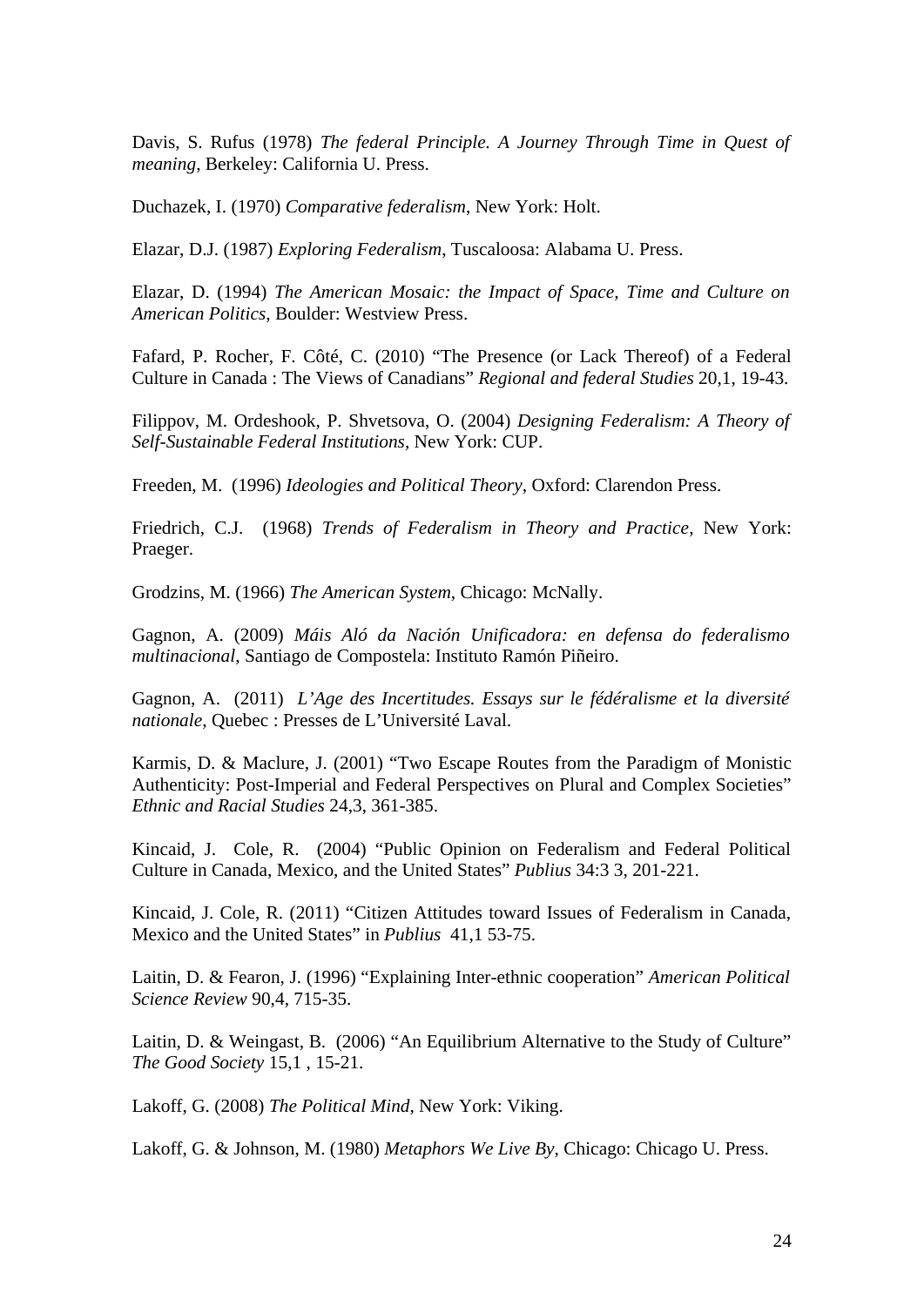Davis, S. Rufus (1978) *The federal Principle. A Journey Through Time in Quest of meaning*, Berkeley: California U. Press.

Duchazek, I. (1970) *Comparative federalism*, New York: Holt.

Elazar, D.J. (1987) *Exploring Federalism*, Tuscaloosa: Alabama U. Press.

Elazar, D. (1994) *The American Mosaic: the Impact of Space, Time and Culture on American Politics*, Boulder: Westview Press.

Fafard, P. Rocher, F. Côté, C. (2010) "The Presence (or Lack Thereof) of a Federal Culture in Canada : The Views of Canadians" *Regional and federal Studies* 20,1, 19-43.

Filippov, M. Ordeshook, P. Shvetsova, O. (2004) *Designing Federalism: A Theory of Self-Sustainable Federal Institutions*, New York: CUP.

Freeden, M. (1996) *Ideologies and Political Theory*, Oxford: Clarendon Press.

Friedrich, C.J. (1968) *Trends of Federalism in Theory and Practice*, New York: Praeger.

Grodzins, M. (1966) *The American System*, Chicago: McNally.

Gagnon, A. (2009) *Máis Aló da Nación Unificadora: en defensa do federalismo multinacional*, Santiago de Compostela: Instituto Ramón Piñeiro.

Gagnon, A. (2011) *L'Age des Incertitudes. Essays sur le fédéralisme et la diversité nationale*, Quebec : Presses de L'Université Laval.

Karmis, D. & Maclure, J. (2001) "Two Escape Routes from the Paradigm of Monistic Authenticity: Post-Imperial and Federal Perspectives on Plural and Complex Societies" *Ethnic and Racial Studies* 24,3, 361-385.

Kincaid, J. Cole, R. (2004) "Public Opinion on Federalism and Federal Political Culture in Canada, Mexico, and the United States" *Publius* 34:3 3, 201-221.

Kincaid, J. Cole, R. (2011) "Citizen Attitudes toward Issues of Federalism in Canada, Mexico and the United States" in *Publius* 41,1 53-75.

Laitin, D. & Fearon, J. (1996) "Explaining Inter-ethnic cooperation" *American Political Science Review* 90,4, 715-35.

Laitin, D. & Weingast, B. (2006) "An Equilibrium Alternative to the Study of Culture" *The Good Society* 15,1 , 15-21.

Lakoff, G. (2008) *The Political Mind*, New York: Viking.

Lakoff, G. & Johnson, M. (1980) *Metaphors We Live By*, Chicago: Chicago U. Press.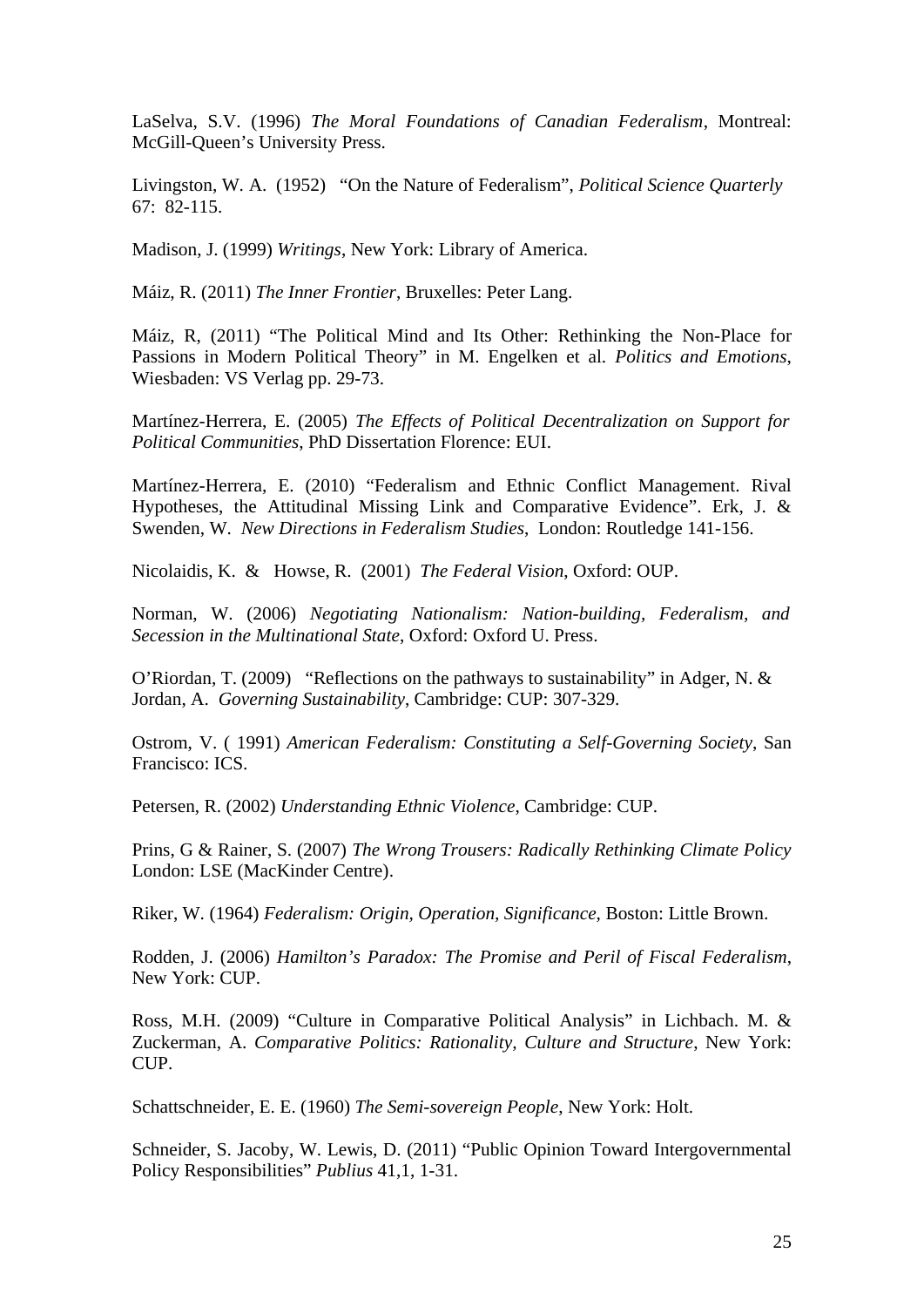LaSelva, S.V. (1996) *The Moral Foundations of Canadian Federalism*, Montreal: McGill-Queen's University Press.

Livingston, W. A. (1952) "On the Nature of Federalism", *Political Science Quarterly* 67: 82-115.

Madison, J. (1999) *Writings*, New York: Library of America.

Máiz, R. (2011) *The Inner Frontier*, Bruxelles: Peter Lang.

Máiz, R, (2011) "The Political Mind and Its Other: Rethinking the Non-Place for Passions in Modern Political Theory" in M. Engelken et al. *Politics and Emotions*, Wiesbaden: VS Verlag pp. 29-73.

Martínez-Herrera, E. (2005) *The Effects of Political Decentralization on Support for Political Communities*, PhD Dissertation Florence: EUI.

Martínez-Herrera, E. (2010) "Federalism and Ethnic Conflict Management. Rival Hypotheses, the Attitudinal Missing Link and Comparative Evidence". Erk, J. & Swenden, W. *New Directions in Federalism Studies*, London: Routledge 141-156.

Nicolaidis, K. & Howse, R. (2001) *The Federal Vision*, Oxford: OUP.

Norman, W. (2006) *Negotiating Nationalism: Nation-building, Federalism, and Secession in the Multinational State*, Oxford: Oxford U. Press.

O'Riordan, T. (2009) "Reflections on the pathways to sustainability" in Adger, N. & Jordan, A. *Governing Sustainability*, Cambridge: CUP: 307-329.

Ostrom, V. ( 1991) *American Federalism: Constituting a Self-Governing Society*, San Francisco: ICS.

Petersen, R. (2002) *Understanding Ethnic Violence*, Cambridge: CUP.

Prins, G & Rainer, S. (2007) *The Wrong Trousers: Radically Rethinking Climate Policy* London: LSE (MacKinder Centre).

Riker, W. (1964) *Federalism: Origin, Operation, Significance*, Boston: Little Brown.

Rodden, J. (2006) *Hamilton's Paradox: The Promise and Peril of Fiscal Federalism*, New York: CUP.

Ross, M.H. (2009) "Culture in Comparative Political Analysis" in Lichbach. M. & Zuckerman, A. *Comparative Politics: Rationality, Culture and Structure*, New York: CUP.

Schattschneider, E. E. (1960) *The Semi-sovereign People*, New York: Holt.

Schneider, S. Jacoby, W. Lewis, D. (2011) "Public Opinion Toward Intergovernmental Policy Responsibilities" *Publius* 41,1, 1-31.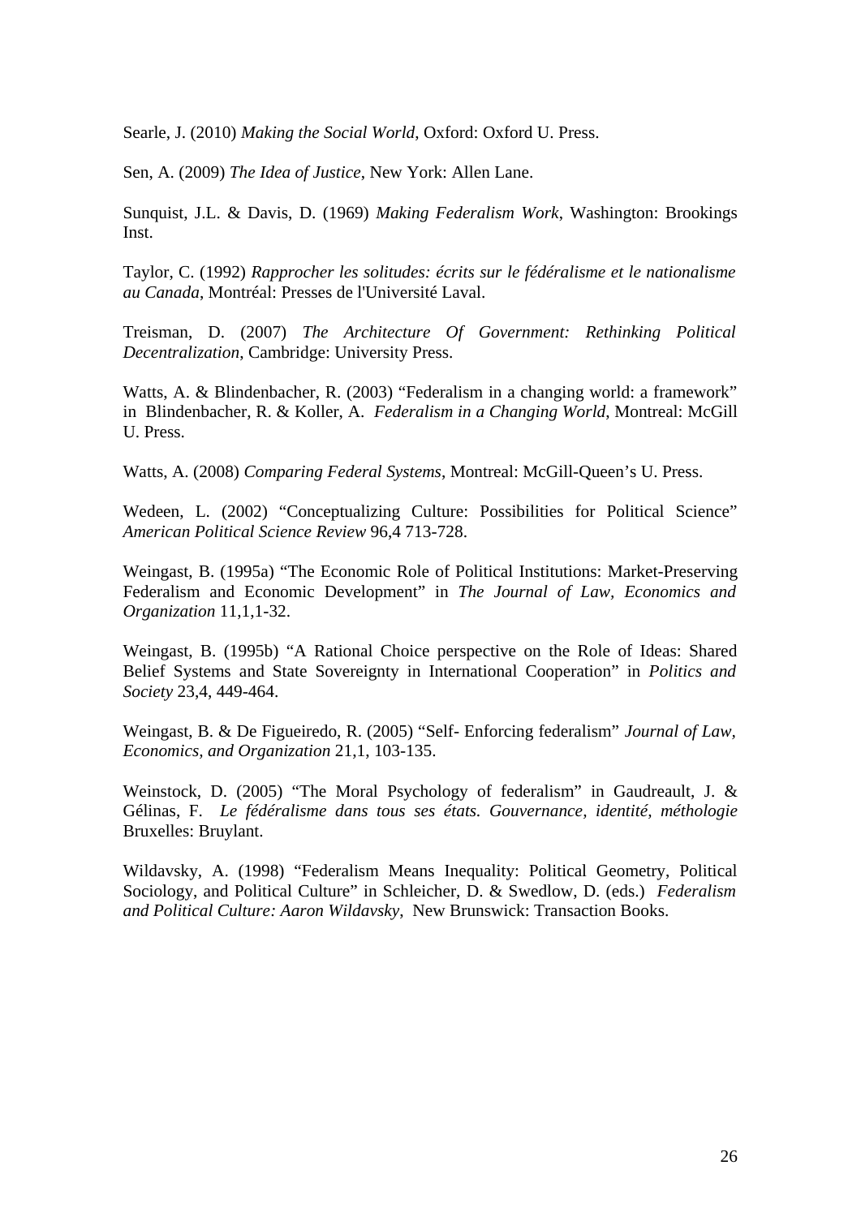Searle, J. (2010) *Making the Social World*, Oxford: Oxford U. Press.

Sen, A. (2009) *The Idea of Justice*, New York: Allen Lane.

Sunquist, J.L. & Davis, D. (1969) *Making Federalism Work*, Washington: Brookings Inst.

Taylor, C. (1992) *Rapprocher les solitudes: écrits sur le fédéralisme et le nationalisme au Canada*, Montréal: Presses de l'Université Laval.

Treisman, D. (2007) *The Architecture Of Government: Rethinking Political Decentralization*, Cambridge: University Press.

Watts, A. & Blindenbacher, R. (2003) "Federalism in a changing world: a framework" in Blindenbacher, R. & Koller, A. *Federalism in a Changing World*, Montreal: McGill U. Press.

Watts, A. (2008) *Comparing Federal Systems*, Montreal: McGill-Queen's U. Press.

Wedeen, L. (2002) "Conceptualizing Culture: Possibilities for Political Science" *American Political Science Review* 96,4 713-728.

Weingast, B. (1995a) "The Economic Role of Political Institutions: Market-Preserving Federalism and Economic Development" in *The Journal of Law, Economics and Organization* 11,1,1-32.

Weingast, B. (1995b) "A Rational Choice perspective on the Role of Ideas: Shared Belief Systems and State Sovereignty in International Cooperation" in *Politics and Society* 23,4, 449-464.

Weingast, B. & De Figueiredo, R. (2005) "Self- Enforcing federalism" *Journal of Law, Economics, and Organization* 21,1, 103-135.

Weinstock, D. (2005) "The Moral Psychology of federalism" in Gaudreault, J. & Gélinas, F. *Le fédéralisme dans tous ses états. Gouvernance, identité, méthologie* Bruxelles: Bruylant.

Wildavsky, A. (1998) "Federalism Means Inequality: Political Geometry, Political Sociology, and Political Culture" in Schleicher, D. & Swedlow, D. (eds.) *Federalism and Political Culture: Aaron Wildavsky*, New Brunswick: Transaction Books.